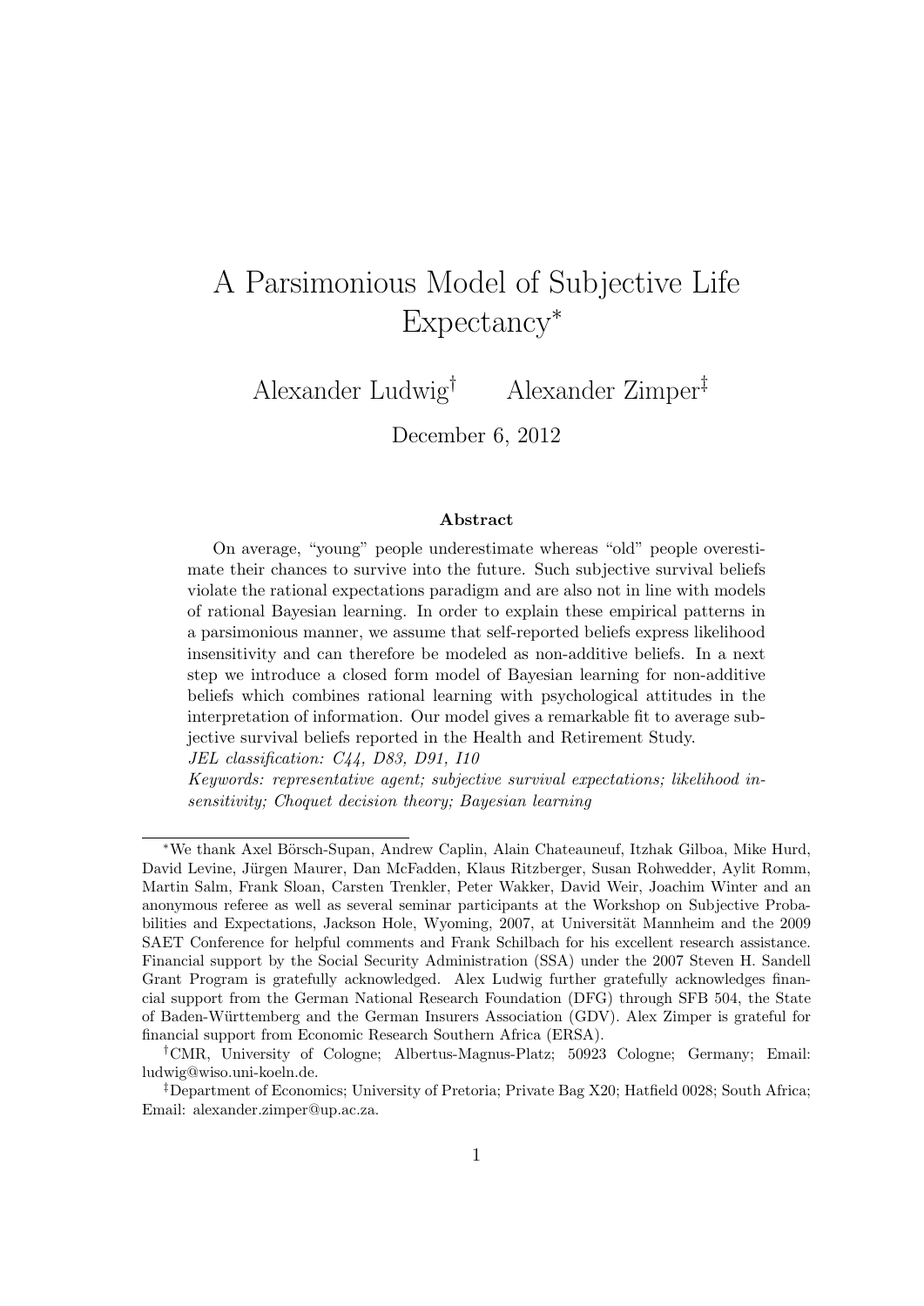# A Parsimonious Model of Subjective Life Expectancy*

Alexander Ludwig† Alexander Zimper‡

December 6, 2012

## Abstract

On average, "young" people underestimate whereas "old" people overestimate their chances to survive into the future. Such subjective survival beliefs violate the rational expectations paradigm and are also not in line with models of rational Bayesian learning. In order to explain these empirical patterns in a parsimonious manner, we assume that self-reported beliefs express likelihood insensitivity and can therefore be modeled as non-additive beliefs. In a next step we introduce a closed form model of Bayesian learning for non-additive beliefs which combines rational learning with psychological attitudes in the interpretation of information. Our model gives a remarkable fit to average subjective survival beliefs reported in the Health and Retirement Study.

*JEL classification: C44, D83, D91, I10*

*Keywords: representative agent; subjective survival expectations; likelihood insensitivity; Choquet decision theory; Bayesian learning*

---

*We thank Axel Börsch-Supan, Andrew Caplin, Alain Chateauneuf, Itzhak Gilboa, Mike Hurd, David Levine, Jürgen Maurer, Dan McFadden, Klaus Ritzberger, Susan Rohwedder, Aylit Romm, Martin Salm, Frank Sloan, Carsten Trenkler, Peter Wakker, David Weir, Joachim Winter and an anonymous referee as well as several seminar participants at the Workshop on Subjective Probabilities and Expectations, Jackson Hole, Wyoming, 2007, at Universität Mannheim and the 2009 SAET Conference for helpful comments and Frank Schilbach for his excellent research assistance. Financial support by the Social Security Administration (SSA) under the 2007 Steven H. Sandell Grant Program is gratefully acknowledged. Alex Ludwig further gratefully acknowledges financial support from the German National Research Foundation (DFG) through SFB 504, the State of Baden-Württemberg and the German Insurers Association (GDV). Alex Zimper is grateful for financial support from Economic Research Southern Africa (ERSA).

†CMR, University of Cologne; Albertus-Magnus-Platz; 50923 Cologne; Germany; Email: ludwig@wiso.uni-koeln.de.

‡Department of Economics; University of Pretoria; Private Bag X20; Hatfield 0028; South Africa; Email: alexander.zimper@up.ac.za.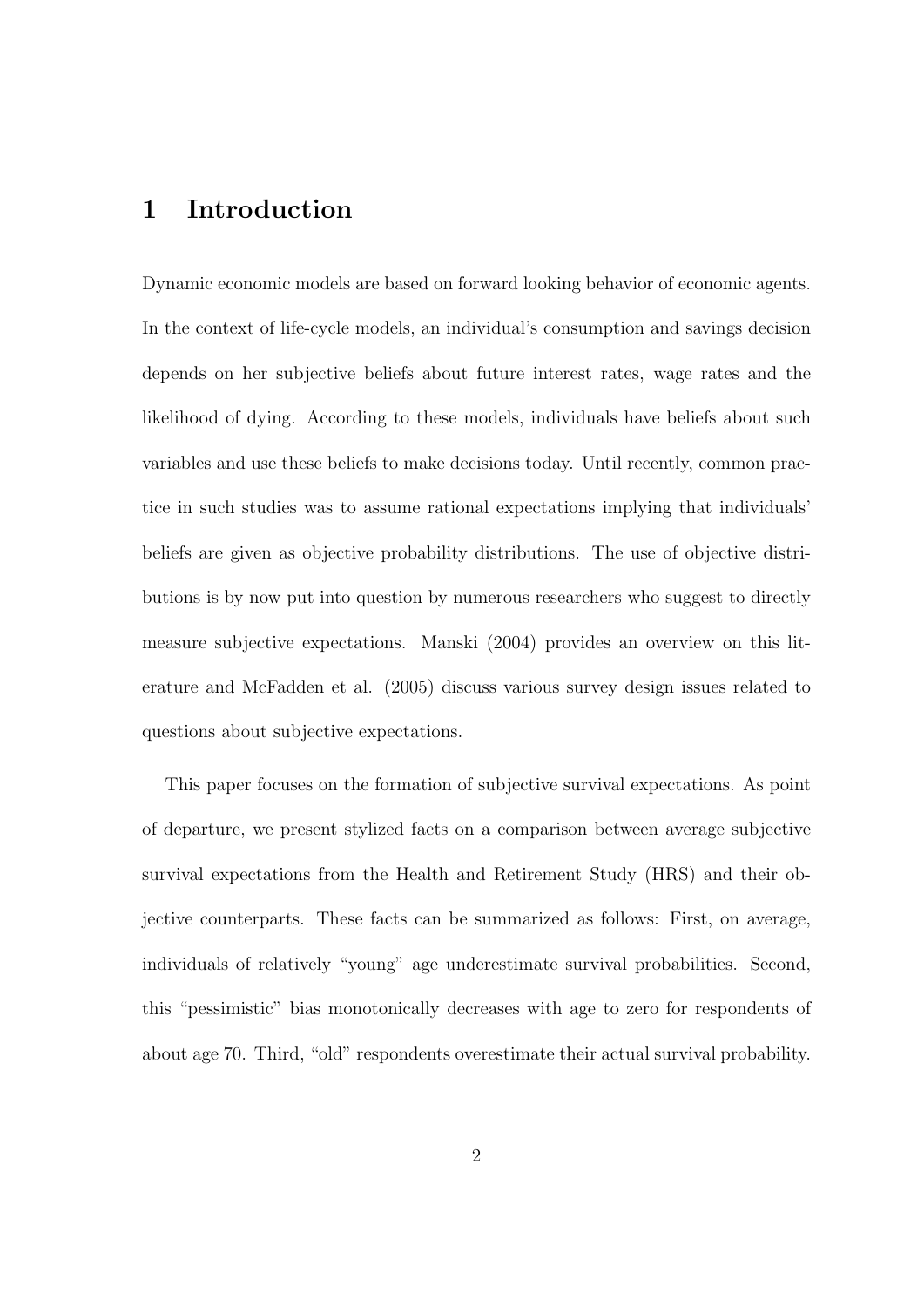# 1 Introduction

Dynamic economic models are based on forward looking behavior of economic agents. In the context of life-cycle models, an individual's consumption and savings decision depends on her subjective beliefs about future interest rates, wage rates and the likelihood of dying. According to these models, individuals have beliefs about such variables and use these beliefs to make decisions today. Until recently, common practice in such studies was to assume rational expectations implying that individuals' beliefs are given as objective probability distributions. The use of objective distributions is by now put into question by numerous researchers who suggest to directly measure subjective expectations. Manski (2004) provides an overview on this literature and McFadden et al. (2005) discuss various survey design issues related to questions about subjective expectations.

This paper focuses on the formation of subjective survival expectations. As point of departure, we present stylized facts on a comparison between average subjective survival expectations from the Health and Retirement Study (HRS) and their objective counterparts. These facts can be summarized as follows: First, on average, individuals of relatively "young" age underestimate survival probabilities. Second, this "pessimistic" bias monotonically decreases with age to zero for respondents of about age 70. Third, "old" respondents overestimate their actual survival probability.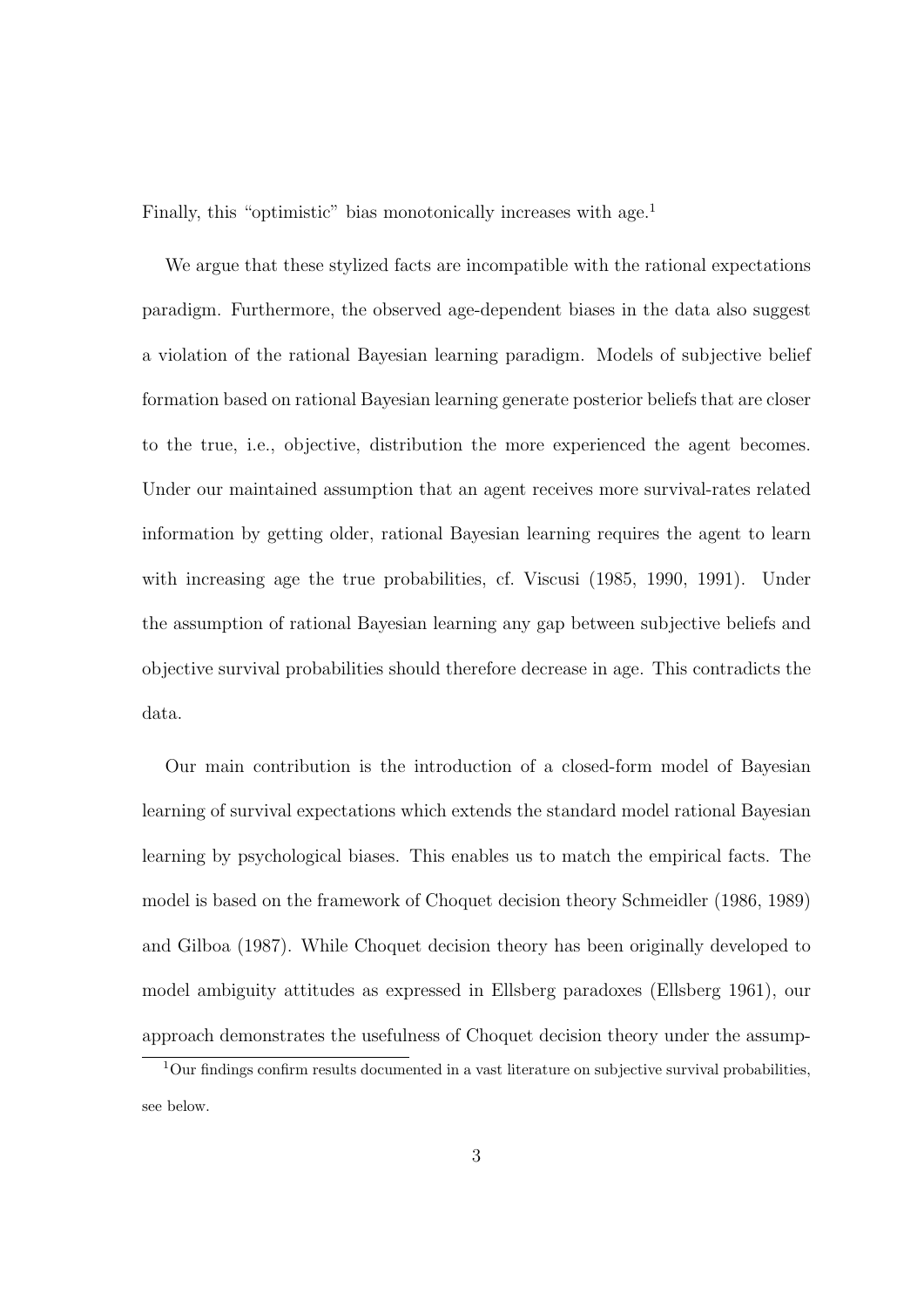Finally, this "optimistic" bias monotonically increases with age.[1]

We argue that these stylized facts are incompatible with the rational expectations paradigm. Furthermore, the observed age-dependent biases in the data also suggest a violation of the rational Bayesian learning paradigm. Models of subjective belief formation based on rational Bayesian learning generate posterior beliefs that are closer to the true, i.e., objective, distribution the more experienced the agent becomes. Under our maintained assumption that an agent receives more survival-rates related information by getting older, rational Bayesian learning requires the agent to learn with increasing age the true probabilities, cf. Viscusi (1985, 1990, 1991). Under the assumption of rational Bayesian learning any gap between subjective beliefs and objective survival probabilities should therefore decrease in age. This contradicts the data.

Our main contribution is the introduction of a closed-form model of Bayesian learning of survival expectations which extends the standard model rational Bayesian learning by psychological biases. This enables us to match the empirical facts. The model is based on the framework of Choquet decision theory Schmeidler (1986, 1989) and Gilboa (1987). While Choquet decision theory has been originally developed to model ambiguity attitudes as expressed in Ellsberg paradoxes (Ellsberg 1961), our approach demonstrates the usefulness of Choquet decision theory under the assump-

[1] Our findings confirm results documented in a vast literature on subjective survival probabilities, see below.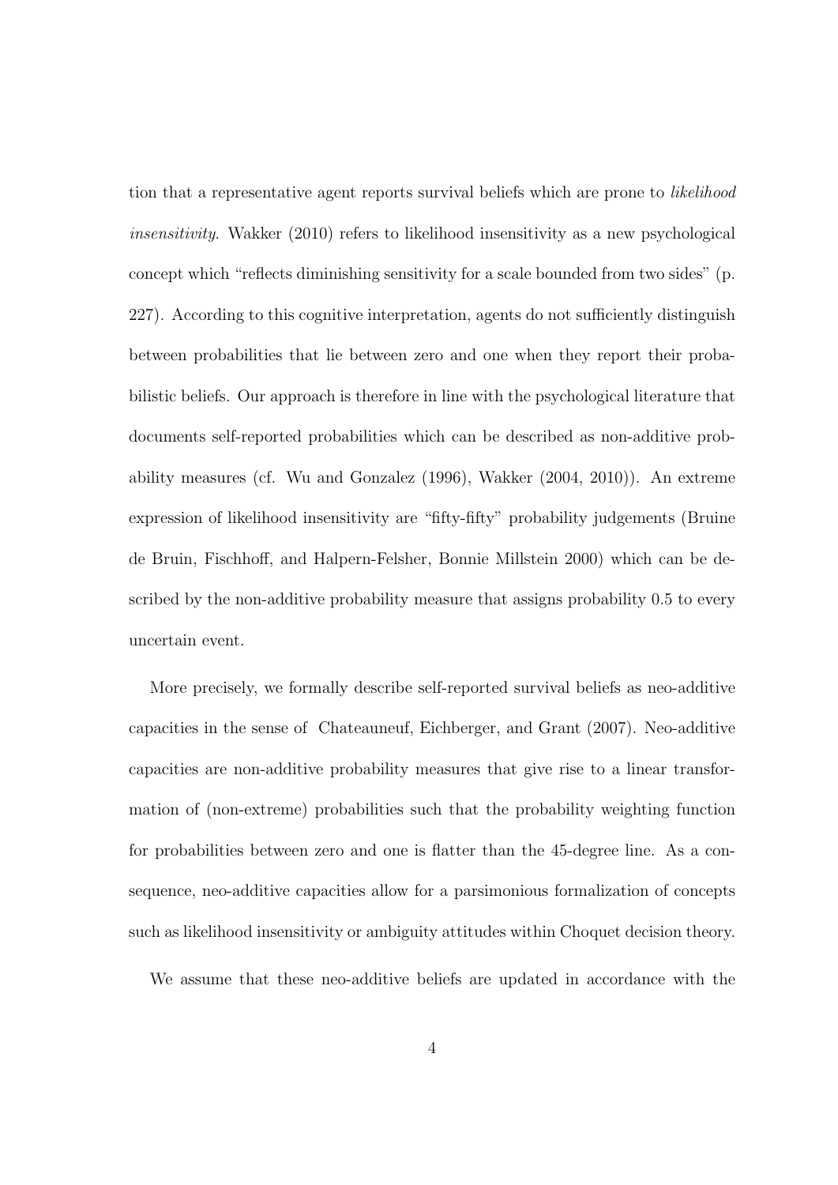tion that a representative agent reports survival beliefs which are prone to *likelihood insensitivity*. Wakker (2010) refers to likelihood insensitivity as a new psychological concept which "reflects diminishing sensitivity for a scale bounded from two sides" (p. 227). According to this cognitive interpretation, agents do not sufficiently distinguish between probabilities that lie between zero and one when they report their probabilistic beliefs. Our approach is therefore in line with the psychological literature that documents self-reported probabilities which can be described as non-additive probability measures (cf. Wu and Gonzalez (1996), Wakker (2004, 2010)). An extreme expression of likelihood insensitivity are "fifty-fifty" probability judgements (Bruine de Bruin, Fischhoff, and Halpern-Felsher, Bonnie Millstein 2000) which can be described by the non-additive probability measure that assigns probability 0.5 to every uncertain event.

More precisely, we formally describe self-reported survival beliefs as neo-additive capacities in the sense of Chateauneuf, Eichberger, and Grant (2007). Neo-additive capacities are non-additive probability measures that give rise to a linear transformation of (non-extreme) probabilities such that the probability weighting function for probabilities between zero and one is flatter than the 45-degree line. As a consequence, neo-additive capacities allow for a parsimonious formalization of concepts such as likelihood insensitivity or ambiguity attitudes within Choquet decision theory.

We assume that these neo-additive beliefs are updated in accordance with the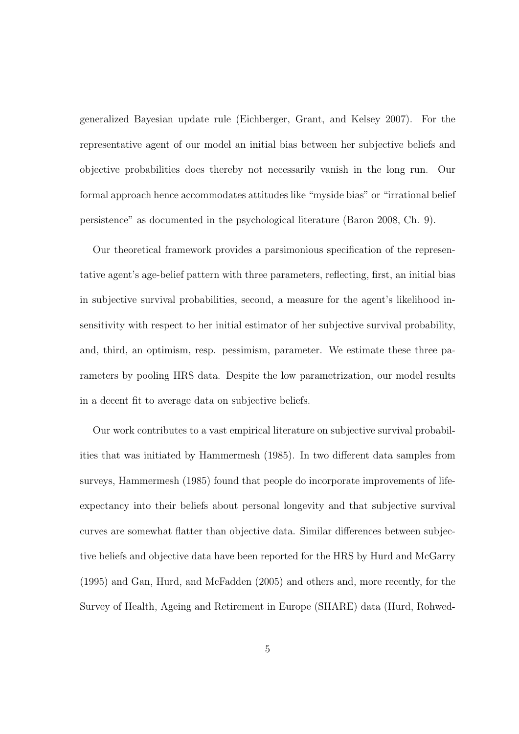generalized Bayesian update rule (Eichberger, Grant, and Kelsey 2007). For the representative agent of our model an initial bias between her subjective beliefs and objective probabilities does thereby not necessarily vanish in the long run. Our formal approach hence accommodates attitudes like "myside bias" or "irrational belief persistence" as documented in the psychological literature (Baron 2008, Ch. 9).

Our theoretical framework provides a parsimonious specification of the representative agent's age-belief pattern with three parameters, reflecting, first, an initial bias in subjective survival probabilities, second, a measure for the agent's likelihood insensitivity with respect to her initial estimator of her subjective survival probability, and, third, an optimism, resp. pessimism, parameter. We estimate these three parameters by pooling HRS data. Despite the low parametrization, our model results in a decent fit to average data on subjective beliefs.

Our work contributes to a vast empirical literature on subjective survival probabilities that was initiated by Hammermesh (1985). In two different data samples from surveys, Hammermesh (1985) found that people do incorporate improvements of life-expectancy into their beliefs about personal longevity and that subjective survival curves are somewhat flatter than objective data. Similar differences between subjective beliefs and objective data have been reported for the HRS by Hurd and McGarry (1995) and Gan, Hurd, and McFadden (2005) and others and, more recently, for the Survey of Health, Ageing and Retirement in Europe (SHARE) data (Hurd, Rohwed-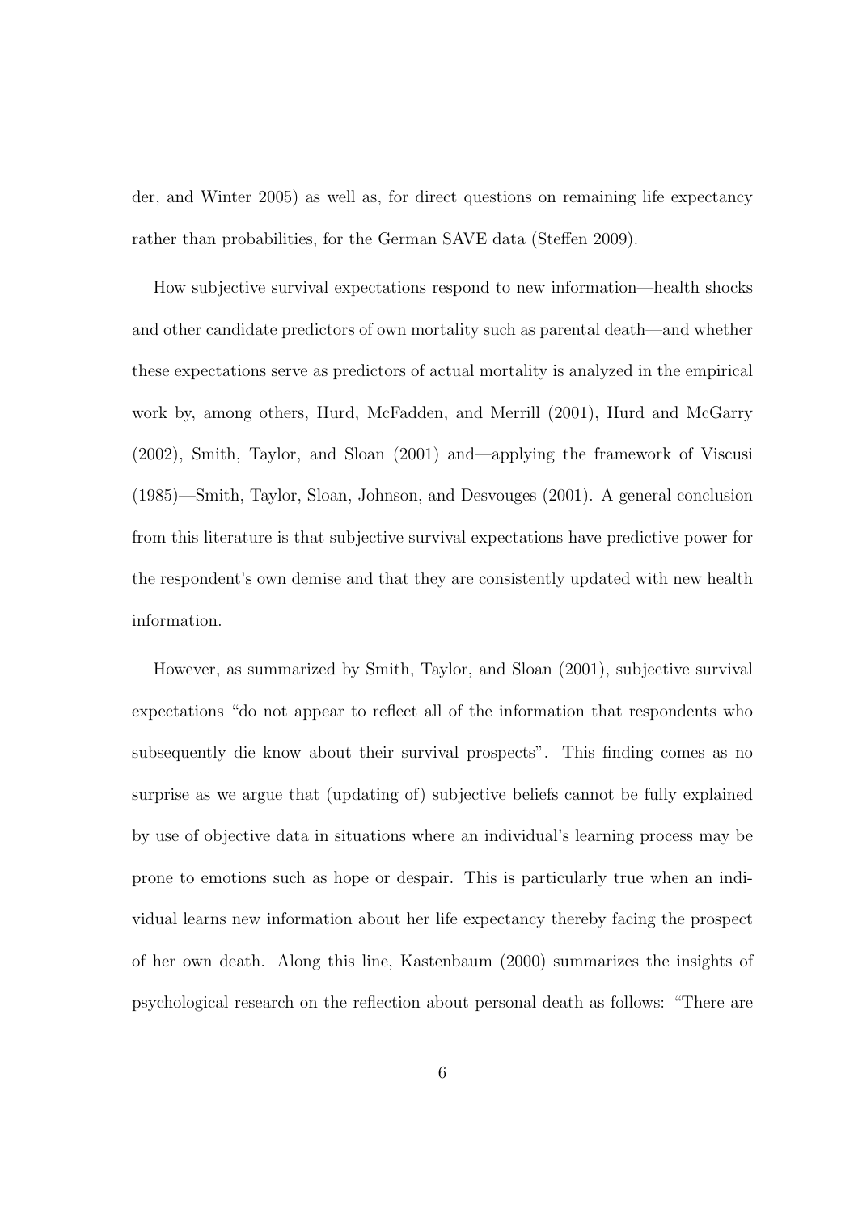der, and Winter 2005) as well as, for direct questions on remaining life expectancy rather than probabilities, for the German SAVE data (Steffen 2009).

How subjective survival expectations respond to new information—health shocks and other candidate predictors of own mortality such as parental death—and whether these expectations serve as predictors of actual mortality is analyzed in the empirical work by, among others, Hurd, McFadden, and Merrill (2001), Hurd and McGarry (2002), Smith, Taylor, and Sloan (2001) and—applying the framework of Viscusi (1985)—Smith, Taylor, Sloan, Johnson, and Desvouges (2001). A general conclusion from this literature is that subjective survival expectations have predictive power for the respondent's own demise and that they are consistently updated with new health information.

However, as summarized by Smith, Taylor, and Sloan (2001), subjective survival expectations "do not appear to reflect all of the information that respondents who subsequently die know about their survival prospects". This finding comes as no surprise as we argue that (updating of) subjective beliefs cannot be fully explained by use of objective data in situations where an individual's learning process may be prone to emotions such as hope or despair. This is particularly true when an individual learns new information about her life expectancy thereby facing the prospect of her own death. Along this line, Kastenbaum (2000) summarizes the insights of psychological research on the reflection about personal death as follows: "There are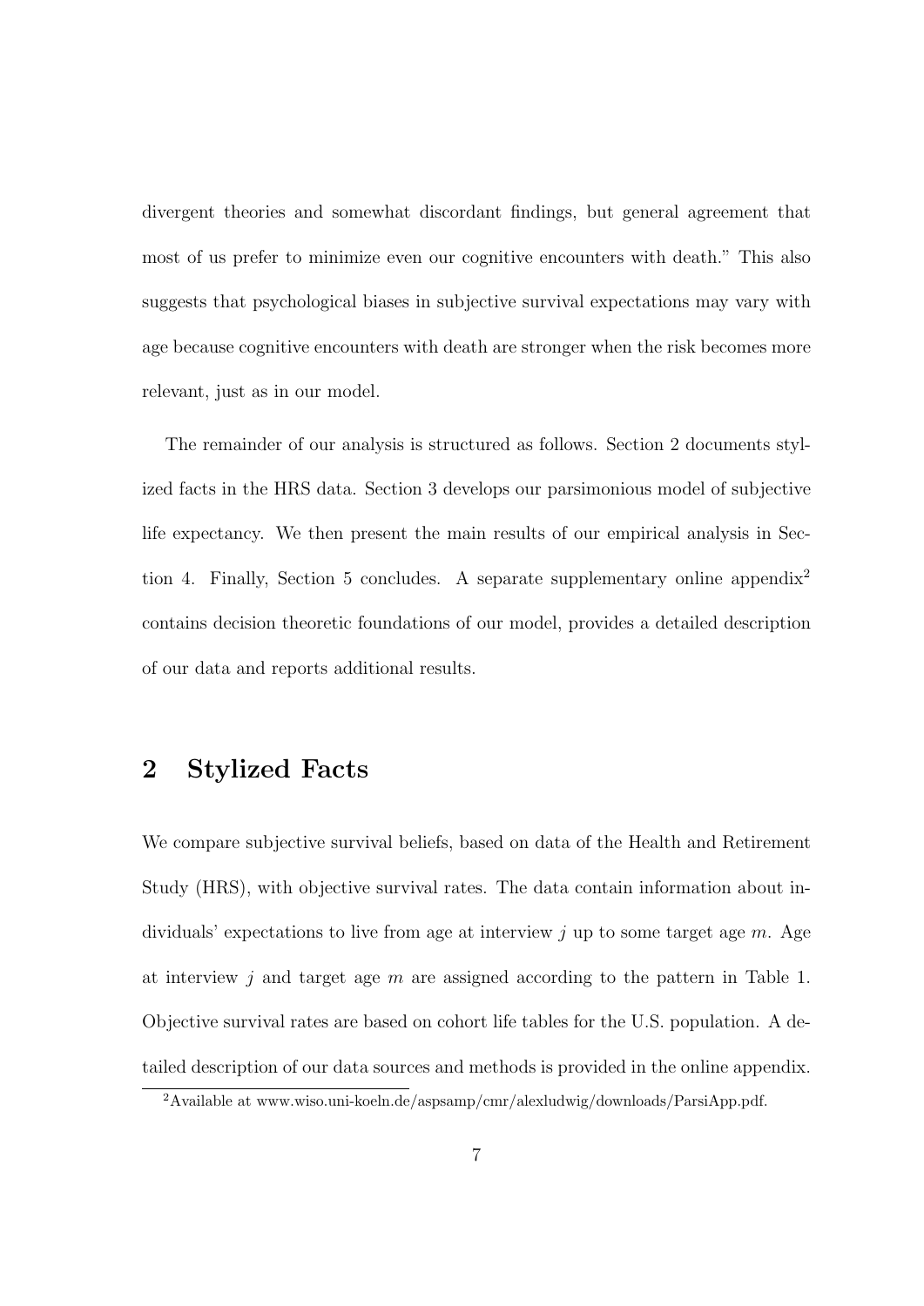divergent theories and somewhat discordant findings, but general agreement that most of us prefer to minimize even our cognitive encounters with death." This also suggests that psychological biases in subjective survival expectations may vary with age because cognitive encounters with death are stronger when the risk becomes more relevant, just as in our model.

The remainder of our analysis is structured as follows. Section 2 documents stylized facts in the HRS data. Section 3 develops our parsimonious model of subjective life expectancy. We then present the main results of our empirical analysis in Section 4. Finally, Section 5 concludes. A separate supplementary online appendix[2] contains decision theoretic foundations of our model, provides a detailed description of our data and reports additional results.

## 2 Stylized Facts

We compare subjective survival beliefs, based on data of the Health and Retirement Study (HRS), with objective survival rates. The data contain information about individuals' expectations to live from age at interview $j$ up to some target age $m$. Age at interview $j$ and target age $m$ are assigned according to the pattern in Table 1. Objective survival rates are based on cohort life tables for the U.S. population. A detailed description of our data sources and methods is provided in the online appendix.

[2]Available at www.wiso.uni-koeln.de/aspsamp/cmr/alexludwig/downloads/ParsiApp.pdf.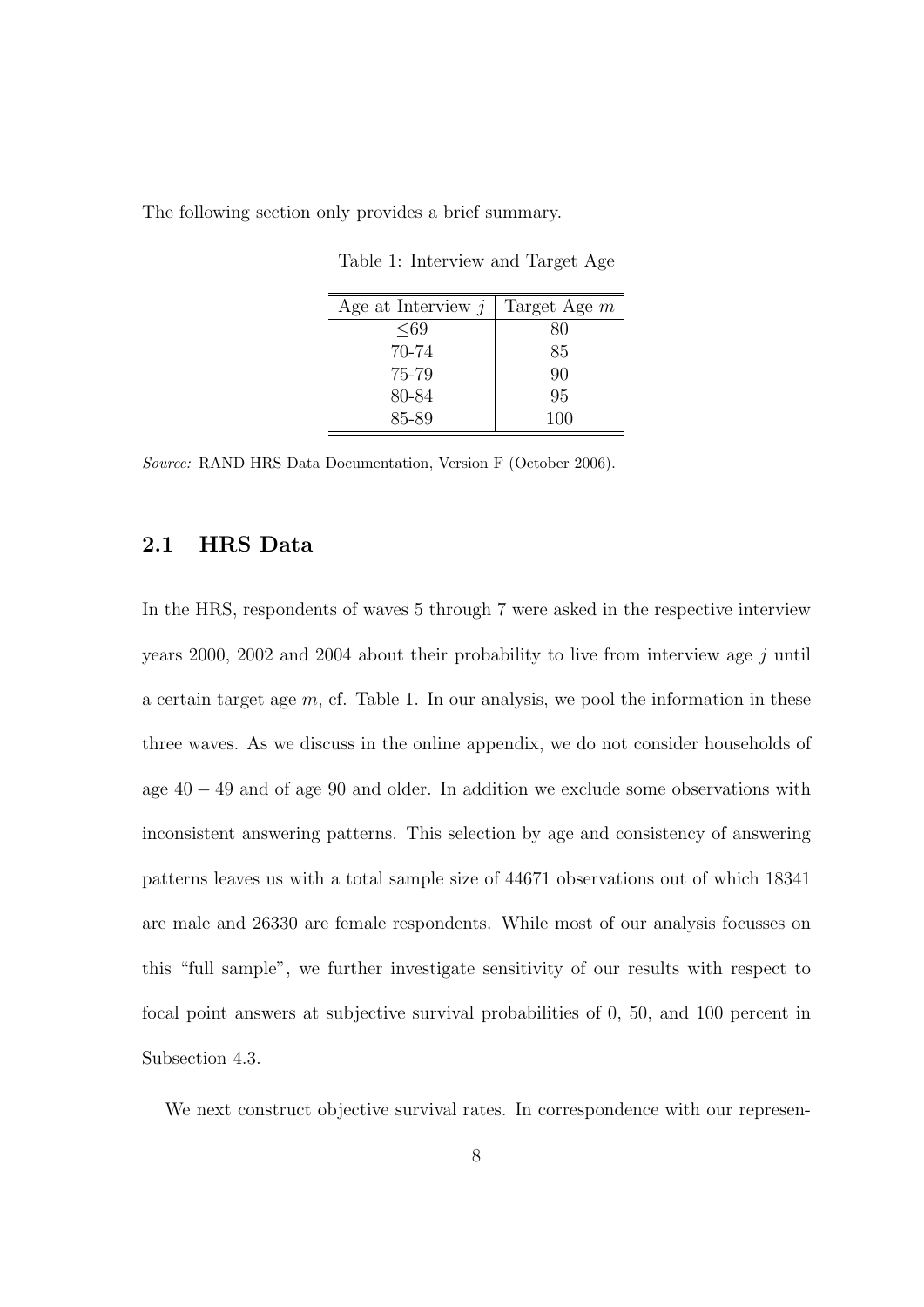The following section only provides a brief summary.

Table 1: Interview and Target Age

| Age at Interview $j$ | Target Age $m$ |
|---|---|
| ≤69 | 80 |
| 70-74 | 85 |
| 75-79 | 90 |
| 80-84 | 95 |
| 85-89 | 100 |

*Source:* RAND HRS Data Documentation, Version F (October 2006).

## 2.1 HRS Data

In the HRS, respondents of waves 5 through 7 were asked in the respective interview years 2000, 2002 and 2004 about their probability to live from interview age $j$ until a certain target age $m$, cf. Table 1. In our analysis, we pool the information in these three waves. As we discuss in the online appendix, we do not consider households of age $40-49$ and of age 90 and older. In addition we exclude some observations with inconsistent answering patterns. This selection by age and consistency of answering patterns leaves us with a total sample size of 44671 observations out of which 18341 are male and 26330 are female respondents. While most of our analysis focusses on this "full sample", we further investigate sensitivity of our results with respect to focal point answers at subjective survival probabilities of 0, 50, and 100 percent in Subsection 4.3.

We next construct objective survival rates. In correspondence with our represen-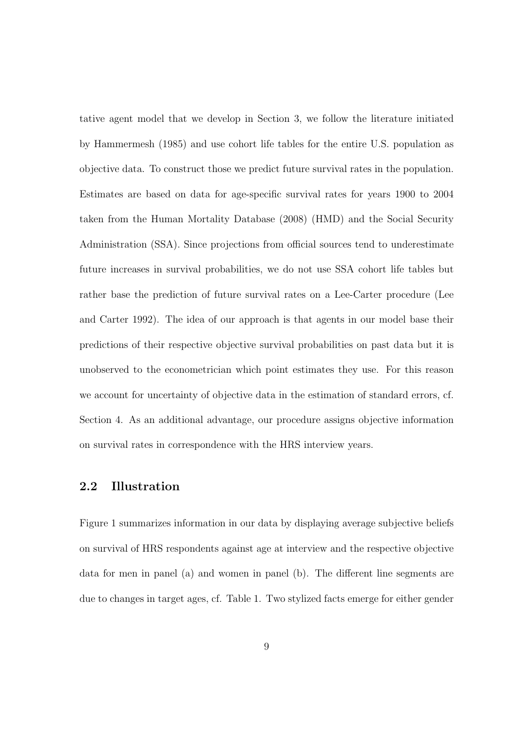tative agent model that we develop in Section 3, we follow the literature initiated by Hammermesh (1985) and use cohort life tables for the entire U.S. population as objective data. To construct those we predict future survival rates in the population. Estimates are based on data for age-specific survival rates for years 1900 to 2004 taken from the Human Mortality Database (2008) (HMD) and the Social Security Administration (SSA). Since projections from official sources tend to underestimate future increases in survival probabilities, we do not use SSA cohort life tables but rather base the prediction of future survival rates on a Lee-Carter procedure (Lee and Carter 1992). The idea of our approach is that agents in our model base their predictions of their respective objective survival probabilities on past data but it is unobserved to the econometrician which point estimates they use. For this reason we account for uncertainty of objective data in the estimation of standard errors, cf. Section 4. As an additional advantage, our procedure assigns objective information on survival rates in correspondence with the HRS interview years.

## 2.2 Illustration

Figure 1 summarizes information in our data by displaying average subjective beliefs on survival of HRS respondents against age at interview and the respective objective data for men in panel (a) and women in panel (b). The different line segments are due to changes in target ages, cf. Table 1. Two stylized facts emerge for either gender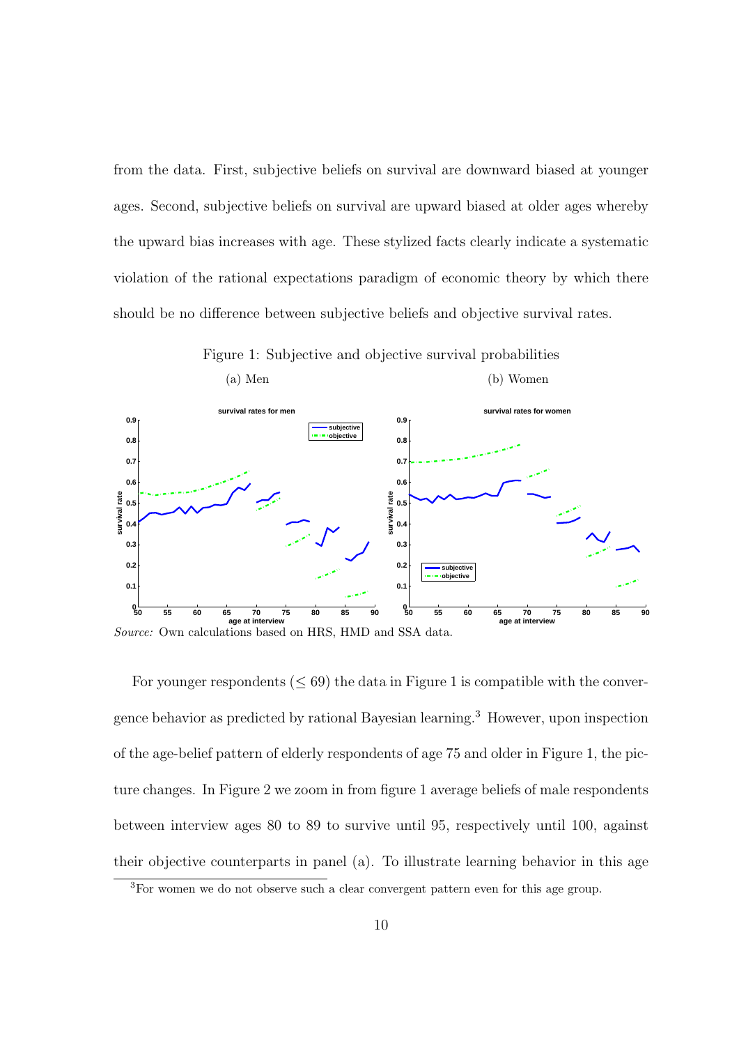from the data. First, subjective beliefs on survival are downward biased at younger ages. Second, subjective beliefs on survival are upward biased at older ages whereby the upward bias increases with age. These stylized facts clearly indicate a systematic violation of the rational expectations paradigm of economic theory by which there should be no difference between subjective beliefs and objective survival rates.

Figure 1: Subjective and objective survival probabilities

(a) Men (b) Women

*Source:* Own calculations based on HRS, HMD and SSA data.

For younger respondents ($\leq 69$) the data in Figure 1 is compatible with the convergence behavior as predicted by rational Bayesian learning.[3] However, upon inspection of the age-belief pattern of elderly respondents of age 75 and older in Figure 1, the picture changes. In Figure 2 we zoom in from figure 1 average beliefs of male respondents between interview ages 80 to 89 to survive until 95, respectively until 100, against their objective counterparts in panel (a). To illustrate learning behavior in this age

[3] For women we do not observe such a clear convergent pattern even for this age group.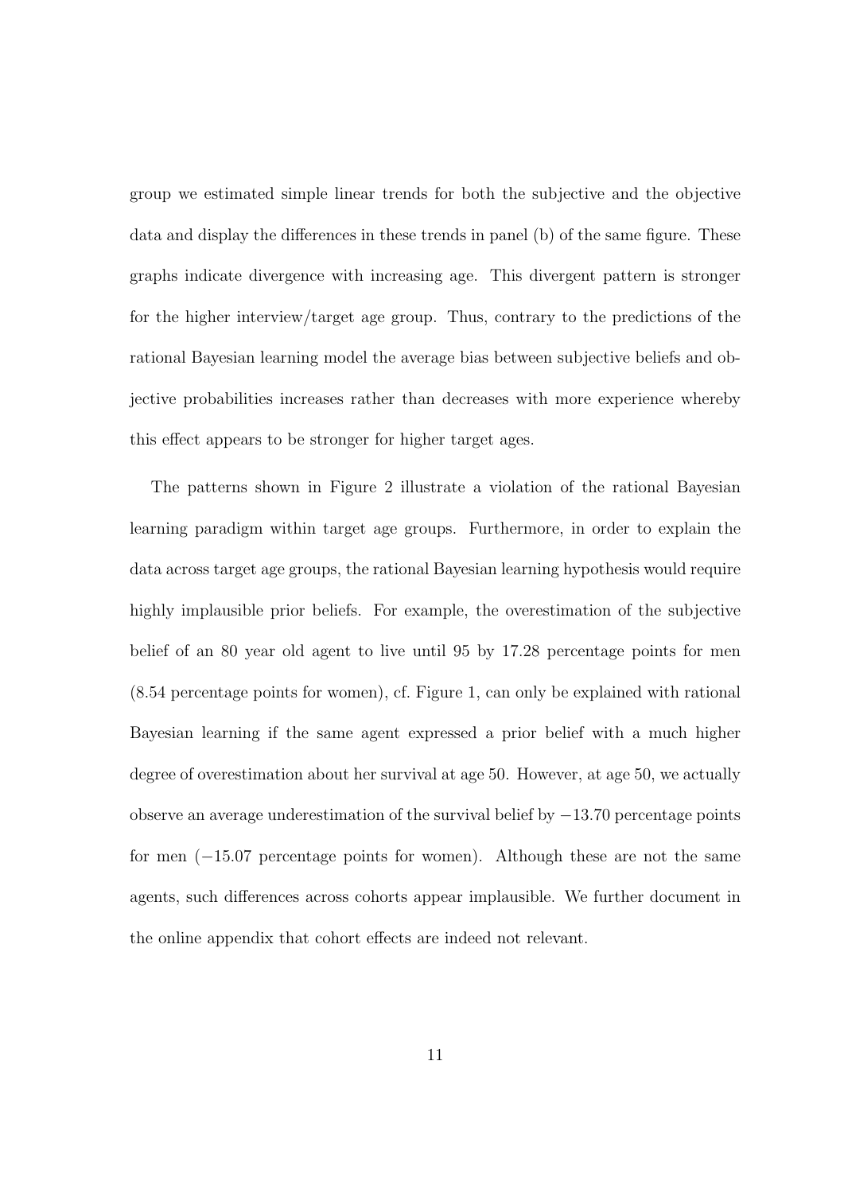group we estimated simple linear trends for both the subjective and the objective data and display the differences in these trends in panel (b) of the same figure. These graphs indicate divergence with increasing age. This divergent pattern is stronger for the higher interview/target age group. Thus, contrary to the predictions of the rational Bayesian learning model the average bias between subjective beliefs and objective probabilities increases rather than decreases with more experience whereby this effect appears to be stronger for higher target ages.

The patterns shown in Figure 2 illustrate a violation of the rational Bayesian learning paradigm within target age groups. Furthermore, in order to explain the data across target age groups, the rational Bayesian learning hypothesis would require highly implausible prior beliefs. For example, the overestimation of the subjective belief of an 80 year old agent to live until 95 by 17.28 percentage points for men (8.54 percentage points for women), cf. Figure 1, can only be explained with rational Bayesian learning if the same agent expressed a prior belief with a much higher degree of overestimation about her survival at age 50. However, at age 50, we actually observe an average underestimation of the survival belief by $-13.70$ percentage points for men ($-15.07$ percentage points for women). Although these are not the same agents, such differences across cohorts appear implausible. We further document in the online appendix that cohort effects are indeed not relevant.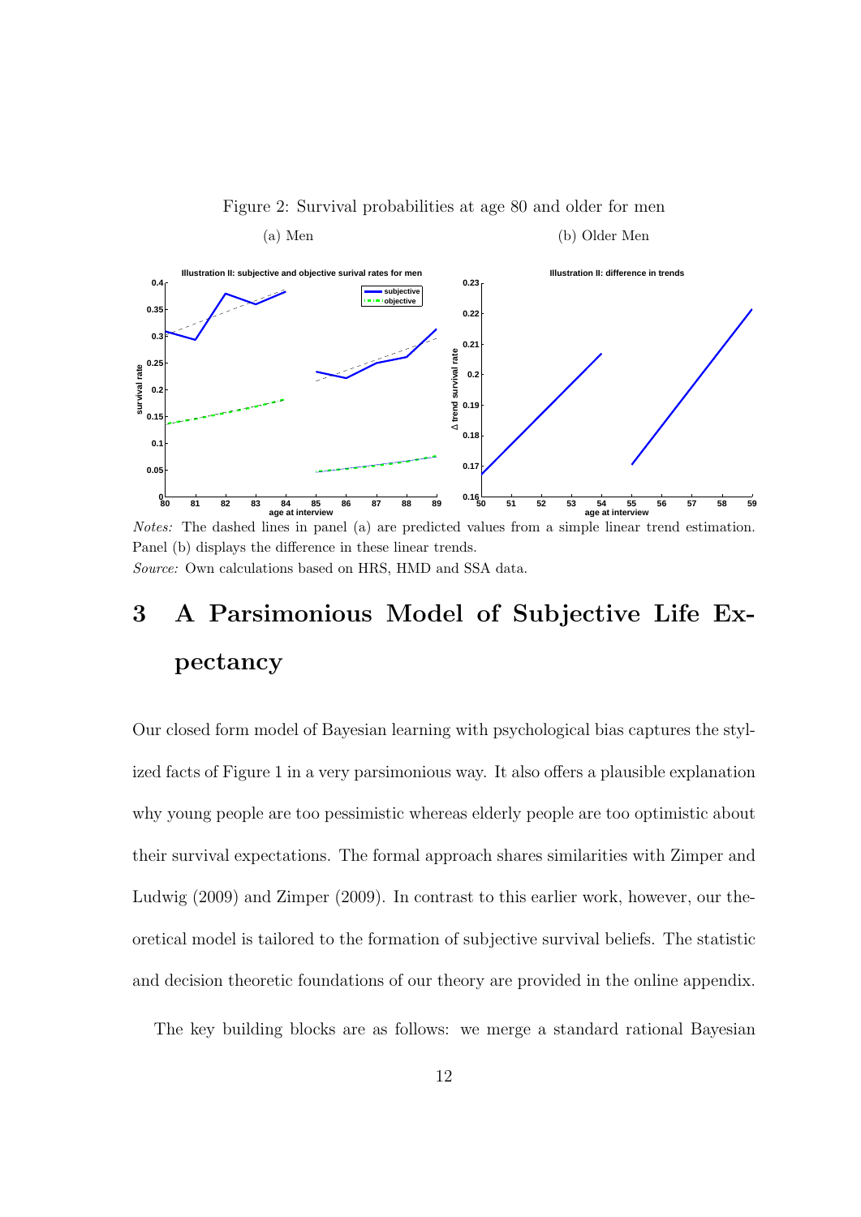Figure 2: Survival probabilities at age 80 and older for men

(a) Men (b) Older Men

*Notes:* The dashed lines in panel (a) are predicted values from a simple linear trend estimation. Panel (b) displays the difference in these linear trends.
*Source:* Own calculations based on HRS, HMD and SSA data.

# 3 A Parsimonious Model of Subjective Life Expectancy

Our closed form model of Bayesian learning with psychological bias captures the stylized facts of Figure 1 in a very parsimonious way. It also offers a plausible explanation why young people are too pessimistic whereas elderly people are too optimistic about their survival expectations. The formal approach shares similarities with Zimper and Ludwig (2009) and Zimper (2009). In contrast to this earlier work, however, our theoretical model is tailored to the formation of subjective survival beliefs. The statistic and decision theoretic foundations of our theory are provided in the online appendix.

The key building blocks are as follows: we merge a standard rational Bayesian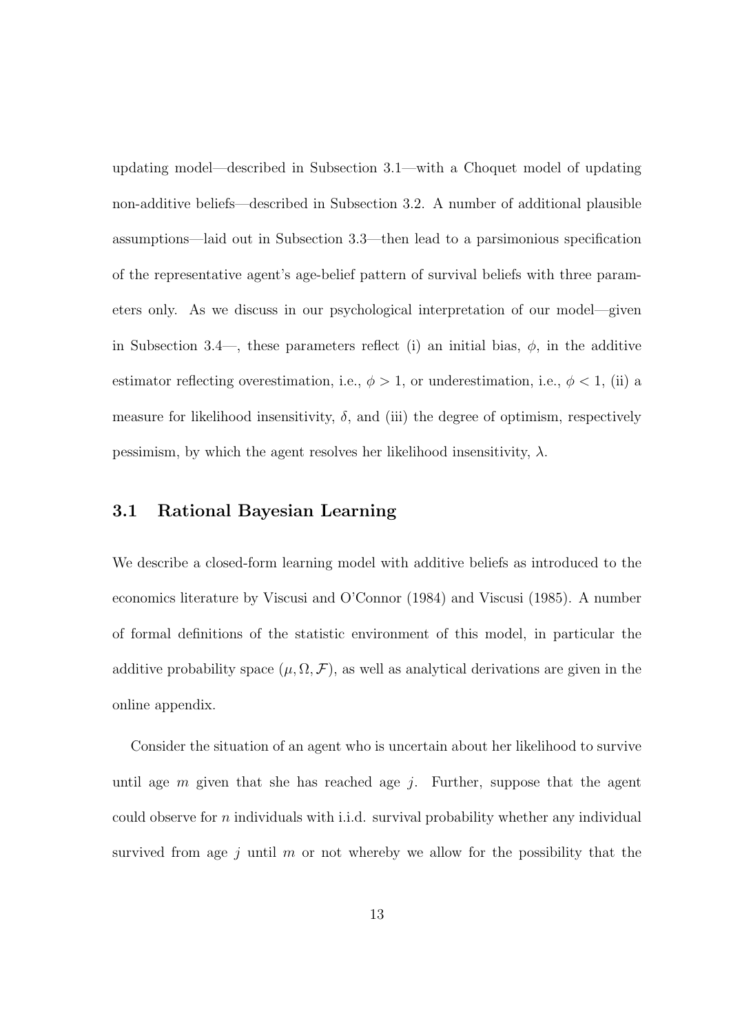updating model—described in Subsection 3.1—with a Choquet model of updating non-additive beliefs—described in Subsection 3.2. A number of additional plausible assumptions—laid out in Subsection 3.3—then lead to a parsimonious specification of the representative agent's age-belief pattern of survival beliefs with three parameters only. As we discuss in our psychological interpretation of our model—given in Subsection 3.4—, these parameters reflect (i) an initial bias, $\phi$, in the additive estimator reflecting overestimation, i.e., $\phi > 1$, or underestimation, i.e., $\phi < 1$, (ii) a measure for likelihood insensitivity, $\delta$, and (iii) the degree of optimism, respectively pessimism, by which the agent resolves her likelihood insensitivity, $\lambda$.

## 3.1 Rational Bayesian Learning

We describe a closed-form learning model with additive beliefs as introduced to the economics literature by Viscusi and O'Connor (1984) and Viscusi (1985). A number of formal definitions of the statistic environment of this model, in particular the additive probability space $(\mu, \Omega, \mathcal{F})$, as well as analytical derivations are given in the online appendix.

Consider the situation of an agent who is uncertain about her likelihood to survive until age $m$ given that she has reached age $j$. Further, suppose that the agent could observe for $n$ individuals with i.i.d. survival probability whether any individual survived from age $j$ until $m$ or not whereby we allow for the possibility that the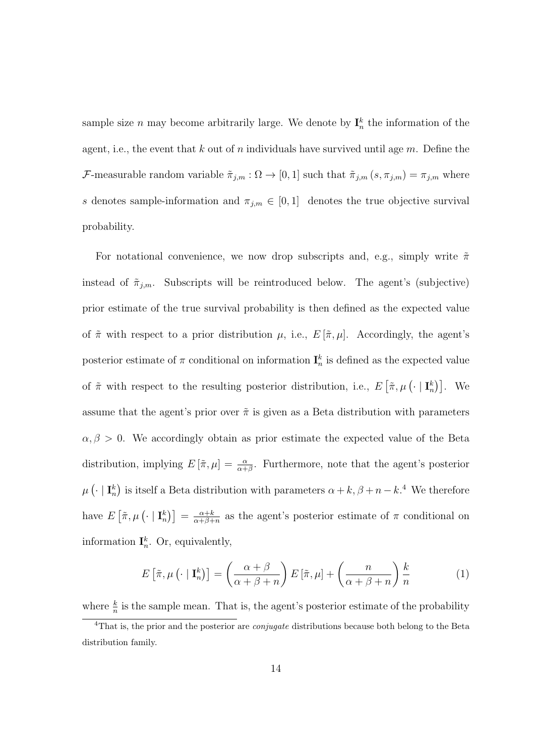sample size $n$ may become arbitrarily large. We denote by $\mathbf{I}_n^k$ the information of the agent, i.e., the event that $k$ out of $n$ individuals have survived until age $m$. Define the $\mathcal{F}$-measurable random variable $\tilde{\pi}_{j,m} : \Omega \to [0,1]$ such that $\tilde{\pi}_{j,m}(s, \pi_{j,m}) = \pi_{j,m}$ where $s$ denotes sample-information and $\pi_{j,m} \in [0,1]$ denotes the true objective survival probability.

For notational convenience, we now drop subscripts and, e.g., simply write $\tilde{\pi}$ instead of $\tilde{\pi}_{j,m}$. Subscripts will be reintroduced below. The agent's (subjective) prior estimate of the true survival probability is then defined as the expected value of $\tilde{\pi}$ with respect to a prior distribution $\mu$, i.e., $E[\tilde{\pi}, \mu]$. Accordingly, the agent's posterior estimate of $\pi$ conditional on information $\mathbf{I}_n^k$ is defined as the expected value of $\tilde{\pi}$ with respect to the resulting posterior distribution, i.e., $E\left[\tilde{\pi}, \mu\left(\cdot \mid \mathbf{I}_n^k\right)\right]$. We assume that the agent's prior over $\tilde{\pi}$ is given as a Beta distribution with parameters $\alpha, \beta > 0$. We accordingly obtain as prior estimate the expected value of the Beta distribution, implying $E[\tilde{\pi}, \mu] = \frac{\alpha}{\alpha+\beta}$. Furthermore, note that the agent's posterior $\mu\left(\cdot \mid \mathbf{I}_n^k\right)$ is itself a Beta distribution with parameters $\alpha + k, \beta + n - k$.[4] We therefore have $E\left[\tilde{\pi}, \mu\left(\cdot \mid \mathbf{I}_n^k\right)\right] = \frac{\alpha+k}{\alpha+\beta+n}$ as the agent's posterior estimate of $\pi$ conditional on information $\mathbf{I}_n^k$. Or, equivalently,

$$E\left[\tilde{\pi}, \mu\left(\cdot \mid \mathbf{I}_n^k\right)\right] = \left(\frac{\alpha+\beta}{\alpha+\beta+n}\right) E[\tilde{\pi}, \mu] + \left(\frac{n}{\alpha+\beta+n}\right) \frac{k}{n} \tag{1}$$

where $\frac{k}{n}$ is the sample mean. That is, the agent's posterior estimate of the probability

[4] That is, the prior and the posterior are *conjugate* distributions because both belong to the Beta distribution family.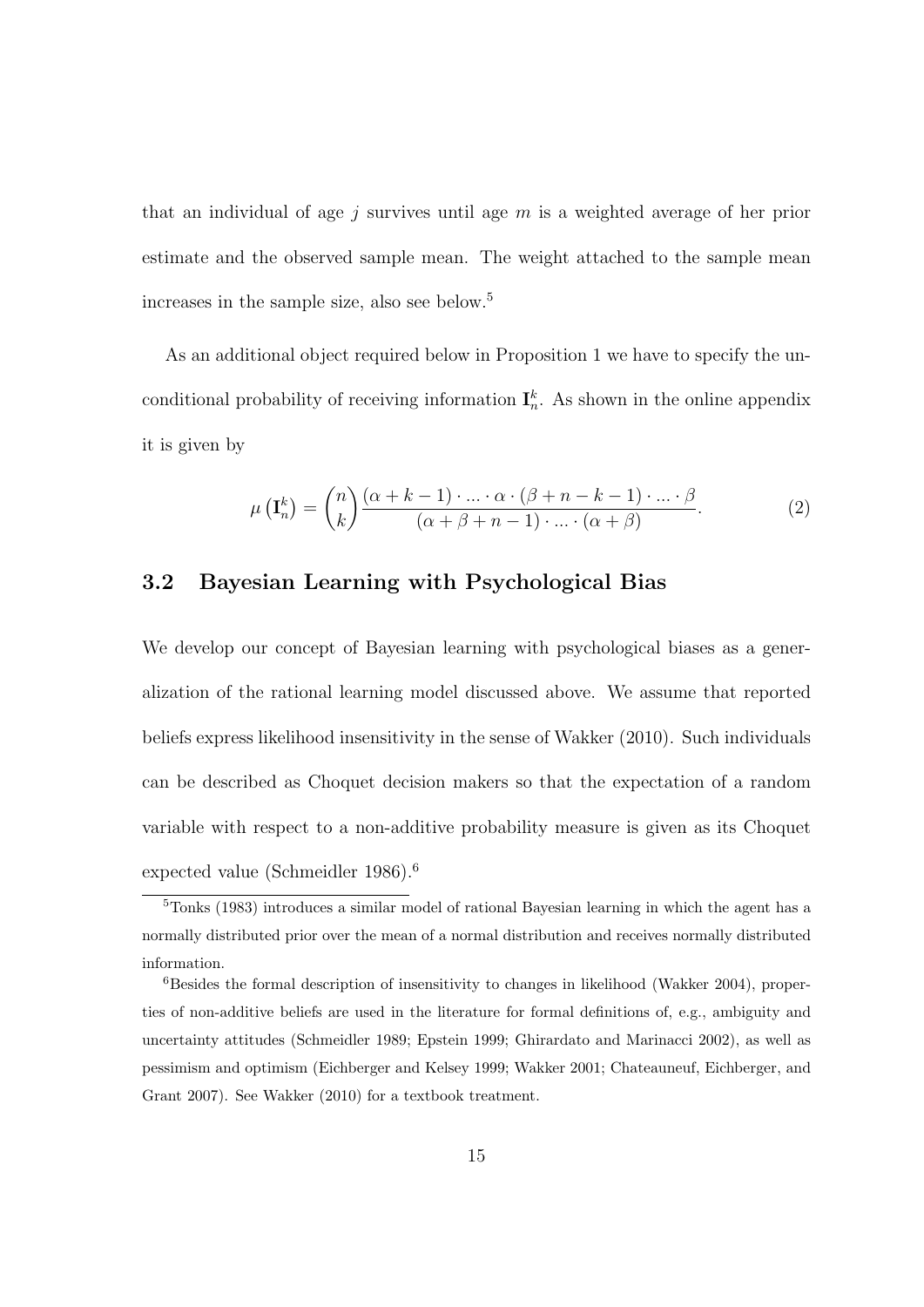that an individual of age $j$ survives until age $m$ is a weighted average of her prior estimate and the observed sample mean. The weight attached to the sample mean increases in the sample size, also see below.[5]

As an additional object required below in Proposition 1 we have to specify the unconditional probability of receiving information $\mathbf{I}_n^k$. As shown in the online appendix it is given by

$$\mu\left(\mathbf{I}_n^k\right) = \binom{n}{k} \frac{(\alpha + k - 1) \cdot ... \cdot \alpha \cdot (\beta + n - k - 1) \cdot ... \cdot \beta}{(\alpha + \beta + n - 1) \cdot ... \cdot (\alpha + \beta)}. \tag{2}$$

### 3.2 Bayesian Learning with Psychological Bias

We develop our concept of Bayesian learning with psychological biases as a generalization of the rational learning model discussed above. We assume that reported beliefs express likelihood insensitivity in the sense of Wakker (2010). Such individuals can be described as Choquet decision makers so that the expectation of a random variable with respect to a non-additive probability measure is given as its Choquet expected value (Schmeidler 1986).[6]

---

[5] Tonks (1983) introduces a similar model of rational Bayesian learning in which the agent has a normally distributed prior over the mean of a normal distribution and receives normally distributed information.

[6] Besides the formal description of insensitivity to changes in likelihood (Wakker 2004), properties of non-additive beliefs are used in the literature for formal definitions of, e.g., ambiguity and uncertainty attitudes (Schmeidler 1989; Epstein 1999; Ghirardato and Marinacci 2002), as well as pessimism and optimism (Eichberger and Kelsey 1999; Wakker 2001; Chateauneuf, Eichberger, and Grant 2007). See Wakker (2010) for a textbook treatment.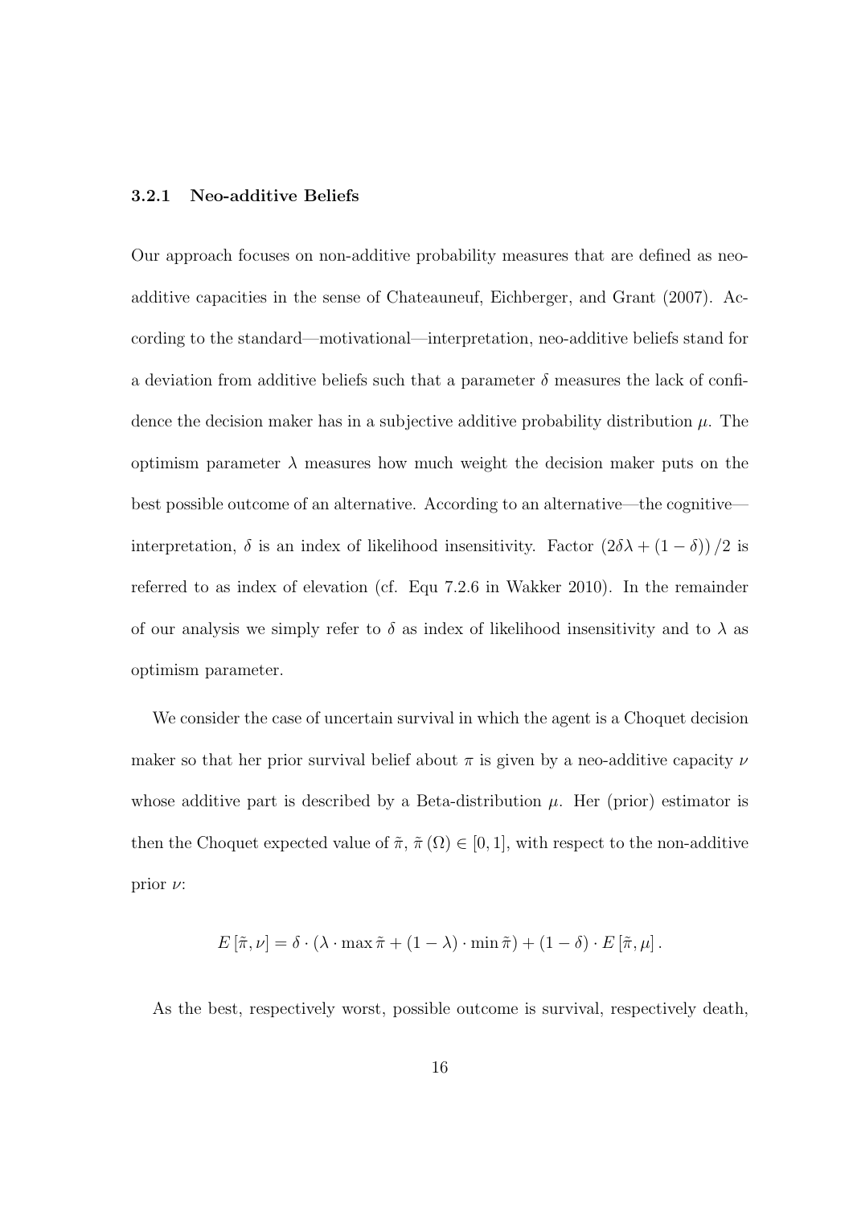### 3.2.1 Neo-additive Beliefs

Our approach focuses on non-additive probability measures that are defined as neo-additive capacities in the sense of Chateauneuf, Eichberger, and Grant (2007). According to the standard—motivational—interpretation, neo-additive beliefs stand for a deviation from additive beliefs such that a parameter $\delta$ measures the lack of confidence the decision maker has in a subjective additive probability distribution $\mu$. The optimism parameter $\lambda$ measures how much weight the decision maker puts on the best possible outcome of an alternative. According to an alternative—the cognitive—interpretation, $\delta$ is an index of likelihood insensitivity. Factor $(2\delta\lambda + (1-\delta))/2$ is referred to as index of elevation (cf. Equ 7.2.6 in Wakker 2010). In the remainder of our analysis we simply refer to $\delta$ as index of likelihood insensitivity and to $\lambda$ as optimism parameter.

We consider the case of uncertain survival in which the agent is a Choquet decision maker so that her prior survival belief about $\pi$ is given by a neo-additive capacity $\nu$ whose additive part is described by a Beta-distribution $\mu$. Her (prior) estimator is then the Choquet expected value of $\tilde{\pi}$, $\tilde{\pi}(\Omega) \in [0,1]$, with respect to the non-additive prior $\nu$:

$$E[\tilde{\pi}, \nu] = \delta \cdot (\lambda \cdot \max \tilde{\pi} + (1-\lambda) \cdot \min \tilde{\pi}) + (1-\delta) \cdot E[\tilde{\pi}, \mu].$$

As the best, respectively worst, possible outcome is survival, respectively death,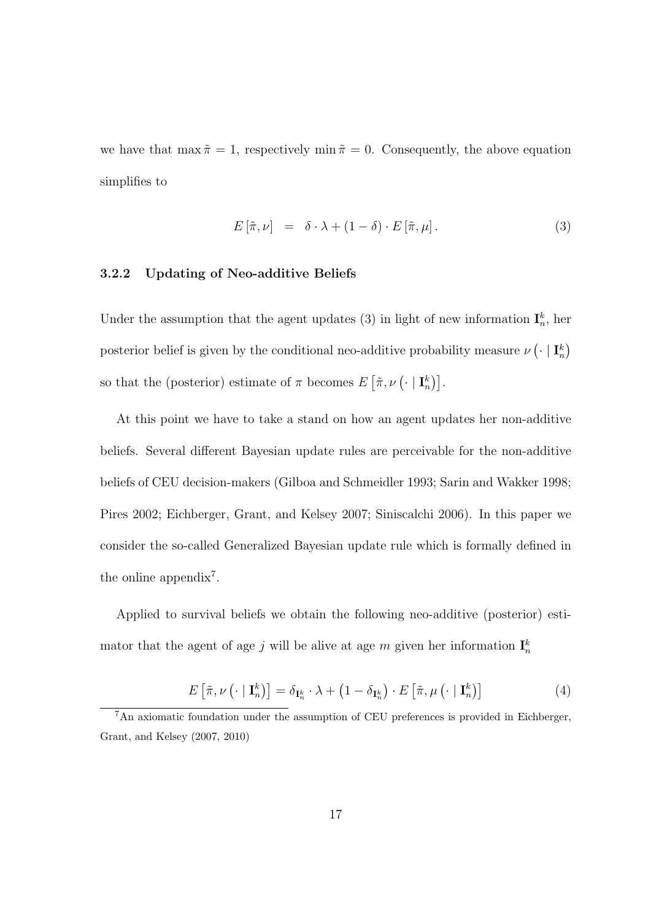we have that $\max \tilde{\pi} = 1$, respectively $\min \tilde{\pi} = 0$. Consequently, the above equation simplifies to

$$E\left[\tilde{\pi}, \nu\right] \;=\; \delta \cdot \lambda + (1-\delta) \cdot E\left[\tilde{\pi}, \mu\right]. \tag{3}$$

### 3.2.2 Updating of Neo-additive Beliefs

Under the assumption that the agent updates (3) in light of new information $\mathbf{I}_n^k$, her posterior belief is given by the conditional neo-additive probability measure $\nu\left(\cdot \mid \mathbf{I}_n^k\right)$ so that the (posterior) estimate of $\pi$ becomes $E\left[\tilde{\pi}, \nu\left(\cdot \mid \mathbf{I}_n^k\right)\right]$.

At this point we have to take a stand on how an agent updates her non-additive beliefs. Several different Bayesian update rules are perceivable for the non-additive beliefs of CEU decision-makers (Gilboa and Schmeidler 1993; Sarin and Wakker 1998; Pires 2002; Eichberger, Grant, and Kelsey 2007; Siniscalchi 2006). In this paper we consider the so-called Generalized Bayesian update rule which is formally defined in the online appendix[7].

Applied to survival beliefs we obtain the following neo-additive (posterior) estimator that the agent of age $j$ will be alive at age $m$ given her information $\mathbf{I}_n^k$

$$E\left[\tilde{\pi}, \nu\left(\cdot \mid \mathbf{I}_n^k\right)\right] = \delta_{\mathbf{I}_n^k} \cdot \lambda + \left(1 - \delta_{\mathbf{I}_n^k}\right) \cdot E\left[\tilde{\pi}, \mu\left(\cdot \mid \mathbf{I}_n^k\right)\right] \tag{4}$$

[7] An axiomatic foundation under the assumption of CEU preferences is provided in Eichberger, Grant, and Kelsey (2007, 2010)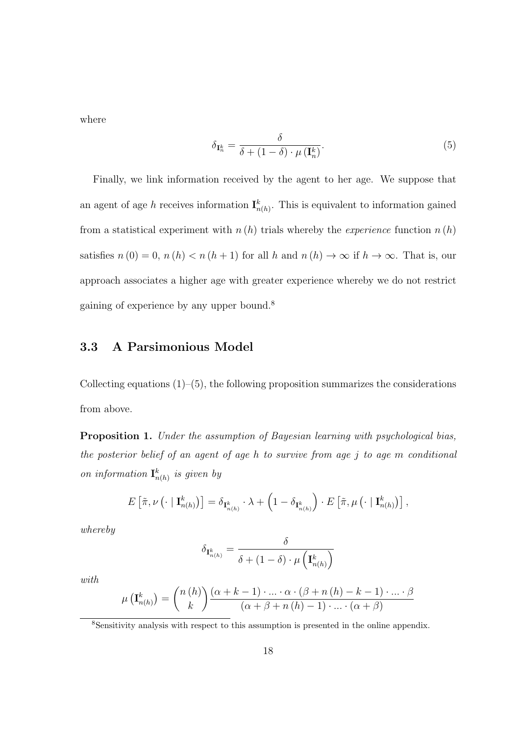where

$$\delta_{\mathbf{I}_n^k} = \frac{\delta}{\delta + (1-\delta) \cdot \mu\left(\mathbf{I}_n^k\right)}. \tag{5}$$

Finally, we link information received by the agent to her age. We suppose that an agent of age $h$ receives information $\mathbf{I}_{n(h)}^k$. This is equivalent to information gained from a statistical experiment with $n(h)$ trials whereby the *experience* function $n(h)$ satisfies $n(0) = 0$, $n(h) < n(h+1)$ for all $h$ and $n(h) \to \infty$ if $h \to \infty$. That is, our approach associates a higher age with greater experience whereby we do not restrict gaining of experience by any upper bound.[8]

### 3.3 A Parsimonious Model

Collecting equations (1)–(5), the following proposition summarizes the considerations from above.

**Proposition 1.** *Under the assumption of Bayesian learning with psychological bias, the posterior belief of an agent of age $h$ to survive from age $j$ to age $m$ conditional on information $\mathbf{I}_{n(h)}^k$ is given by*

$$E\left[\tilde{\pi}, \nu\left(\cdot \mid \mathbf{I}_{n(h)}^k\right)\right] = \delta_{\mathbf{I}_{n(h)}^k} \cdot \lambda + \left(1 - \delta_{\mathbf{I}_{n(h)}^k}\right) \cdot E\left[\tilde{\pi}, \mu\left(\cdot \mid \mathbf{I}_{n(h)}^k\right)\right],$$

*whereby*

$$\delta_{\mathbf{I}_{n(h)}^k} = \frac{\delta}{\delta + (1-\delta) \cdot \mu\left(\mathbf{I}_{n(h)}^k\right)}$$

*with*

$$\mu\left(\mathbf{I}_{n(h)}^k\right) = \binom{n(h)}{k} \frac{(\alpha + k - 1) \cdot \ldots \cdot \alpha \cdot (\beta + n(h) - k - 1) \cdot \ldots \cdot \beta}{(\alpha + \beta + n(h) - 1) \cdot \ldots \cdot (\alpha + \beta)}$$

[8] Sensitivity analysis with respect to this assumption is presented in the online appendix.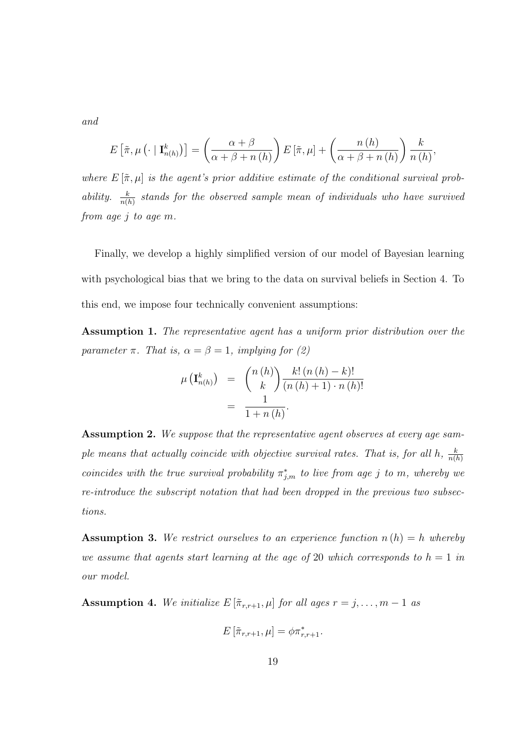*and*

$$E\left[\tilde{\pi}, \mu\left(\cdot \mid \mathbf{I}_{n(h)}^{k}\right)\right] = \left(\frac{\alpha+\beta}{\alpha+\beta+n(h)}\right) E\left[\tilde{\pi}, \mu\right] + \left(\frac{n(h)}{\alpha+\beta+n(h)}\right) \frac{k}{n(h)},$$

*where $E[\tilde{\pi}, \mu]$ is the agent's prior additive estimate of the conditional survival probability. $\frac{k}{n(h)}$ stands for the observed sample mean of individuals who have survived from age $j$ to age $m$.*

Finally, we develop a highly simplified version of our model of Bayesian learning with psychological bias that we bring to the data on survival beliefs in Section 4. To this end, we impose four technically convenient assumptions:

**Assumption 1.** *The representative agent has a uniform prior distribution over the parameter $\pi$. That is, $\alpha = \beta = 1$, implying for (2)*

$$\begin{aligned}
\mu\left(\mathbf{I}_{n(h)}^{k}\right) &= \binom{n(h)}{k} \frac{k!\,(n(h)-k)!}{(n(h)+1)\cdot n(h)!} \\
&= \frac{1}{1+n(h)}.
\end{aligned}$$

**Assumption 2.** *We suppose that the representative agent observes at every age sample means that actually coincide with objective survival rates. That is, for all $h$, $\frac{k}{n(h)}$ coincides with the true survival probability $\pi_{j,m}^{*}$ to live from age $j$ to $m$, whereby we re-introduce the subscript notation that had been dropped in the previous two subsections.*

**Assumption 3.** *We restrict ourselves to an experience function $n(h) = h$ whereby we assume that agents start learning at the age of 20 which corresponds to $h = 1$ in our model.*

**Assumption 4.** *We initialize $E[\tilde{\pi}_{r,r+1}, \mu]$ for all ages $r = j, \ldots, m-1$ as*

$$E\left[\tilde{\pi}_{r,r+1}, \mu\right] = \phi \pi_{r,r+1}^{*}.$$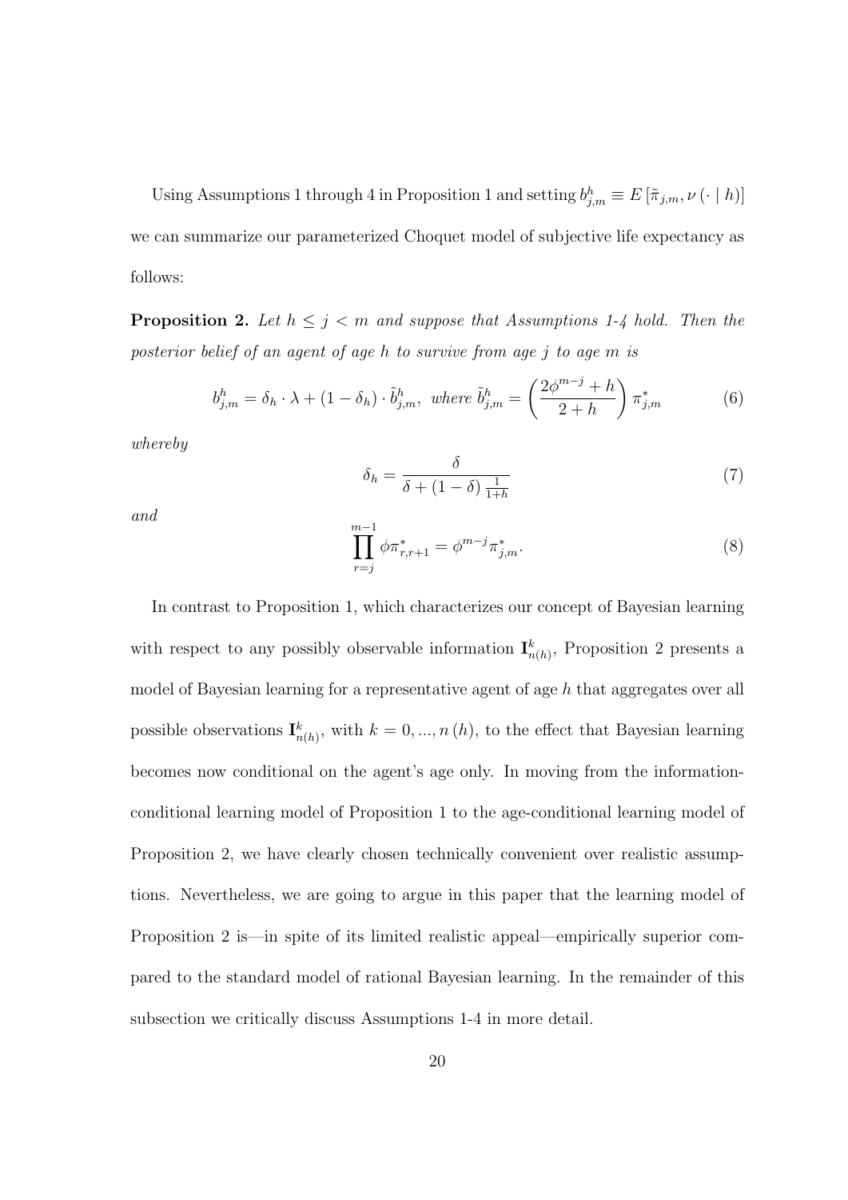Using Assumptions 1 through 4 in Proposition 1 and setting $b^h_{j,m} \equiv E\left[\tilde{\pi}_{j,m}, \nu\left(\cdot \mid h\right)\right]$ we can summarize our parameterized Choquet model of subjective life expectancy as follows:

**Proposition 2.** *Let $h \leq j < m$ and suppose that Assumptions 1-4 hold. Then the posterior belief of an agent of age $h$ to survive from age $j$ to age $m$ is*

$$b^h_{j,m} = \delta_h \cdot \lambda + (1 - \delta_h) \cdot \tilde{b}^h_{j,m}, \text{ where } \tilde{b}^h_{j,m} = \left(\frac{2\phi^{m-j} + h}{2 + h}\right) \pi^*_{j,m} \tag{6}$$

*whereby*

$$\delta_h = \frac{\delta}{\delta + (1 - \delta)\frac{1}{1+h}} \tag{7}$$

*and*

$$\prod_{r=j}^{m-1} \phi \pi^*_{r,r+1} = \phi^{m-j} \pi^*_{j,m}. \tag{8}$$

In contrast to Proposition 1, which characterizes our concept of Bayesian learning with respect to any possibly observable information $\mathbf{I}^k_{n(h)}$, Proposition 2 presents a model of Bayesian learning for a representative agent of age $h$ that aggregates over all possible observations $\mathbf{I}^k_{n(h)}$, with $k = 0, ..., n(h)$, to the effect that Bayesian learning becomes now conditional on the agent's age only. In moving from the information-conditional learning model of Proposition 1 to the age-conditional learning model of Proposition 2, we have clearly chosen technically convenient over realistic assumptions. Nevertheless, we are going to argue in this paper that the learning model of Proposition 2 is—in spite of its limited realistic appeal—empirically superior compared to the standard model of rational Bayesian learning. In the remainder of this subsection we critically discuss Assumptions 1-4 in more detail.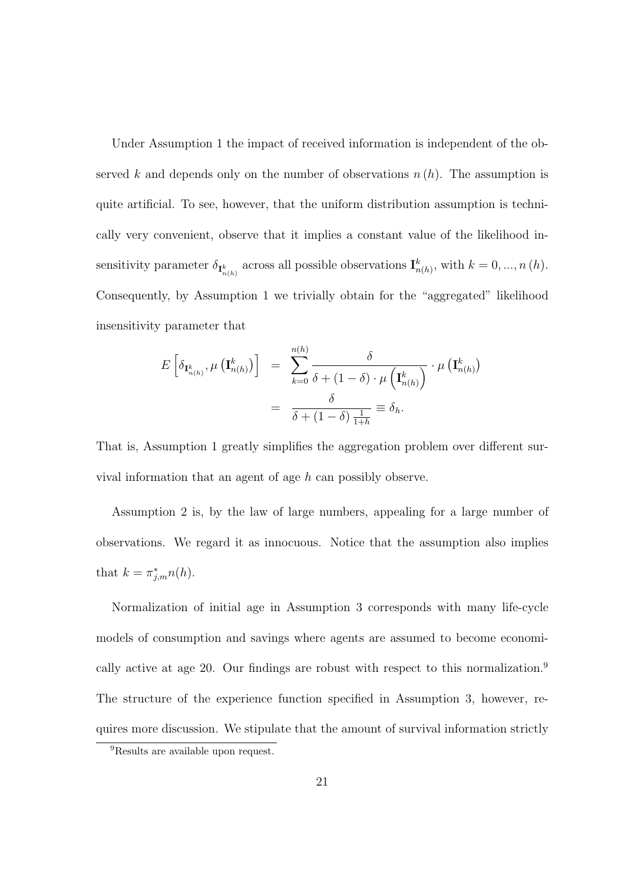Under Assumption 1 the impact of received information is independent of the observed $k$ and depends only on the number of observations $n(h)$. The assumption is quite artificial. To see, however, that the uniform distribution assumption is technically very convenient, observe that it implies a constant value of the likelihood insensitivity parameter $\delta_{\mathbf{I}^k_{n(h)}}$ across all possible observations $\mathbf{I}^k_{n(h)}$, with $k = 0, ..., n(h)$. Consequently, by Assumption 1 we trivially obtain for the "aggregated" likelihood insensitivity parameter that

$$
\begin{aligned}
E\left[\delta_{\mathbf{I}^k_{n(h)}}, \mu\left(\mathbf{I}^k_{n(h)}\right)\right] &= \sum_{k=0}^{n(h)} \frac{\delta}{\delta + (1-\delta) \cdot \mu\left(\mathbf{I}^k_{n(h)}\right)} \cdot \mu\left(\mathbf{I}^k_{n(h)}\right) \\
&= \frac{\delta}{\delta + (1-\delta)\frac{1}{1+h}} \equiv \delta_h.
\end{aligned}
$$

That is, Assumption 1 greatly simplifies the aggregation problem over different survival information that an agent of age $h$ can possibly observe.

Assumption 2 is, by the law of large numbers, appealing for a large number of observations. We regard it as innocuous. Notice that the assumption also implies that $k = \pi^*_{j,m} n(h)$.

Normalization of initial age in Assumption 3 corresponds with many life-cycle models of consumption and savings where agents are assumed to become economically active at age 20. Our findings are robust with respect to this normalization.[9] The structure of the experience function specified in Assumption 3, however, requires more discussion. We stipulate that the amount of survival information strictly

[9] Results are available upon request.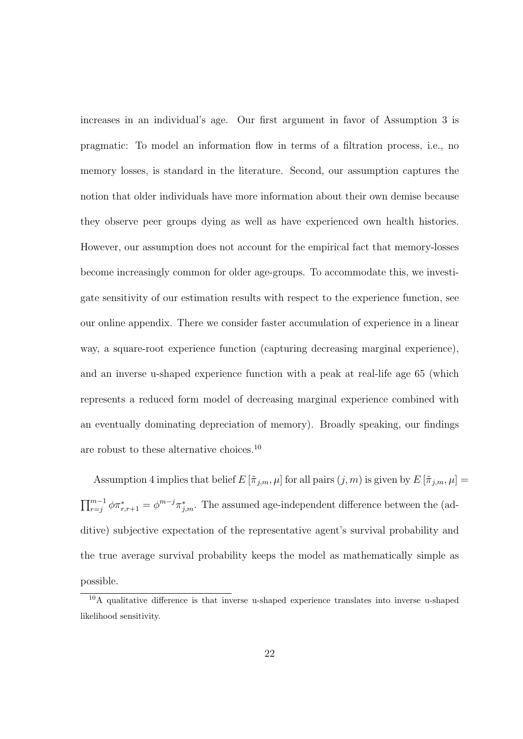increases in an individual's age. Our first argument in favor of Assumption 3 is pragmatic: To model an information flow in terms of a filtration process, i.e., no memory losses, is standard in the literature. Second, our assumption captures the notion that older individuals have more information about their own demise because they observe peer groups dying as well as have experienced own health histories. However, our assumption does not account for the empirical fact that memory-losses become increasingly common for older age-groups. To accommodate this, we investigate sensitivity of our estimation results with respect to the experience function, see our online appendix. There we consider faster accumulation of experience in a linear way, a square-root experience function (capturing decreasing marginal experience), and an inverse u-shaped experience function with a peak at real-life age 65 (which represents a reduced form model of decreasing marginal experience combined with an eventually dominating depreciation of memory). Broadly speaking, our findings are robust to these alternative choices.[10]

Assumption 4 implies that belief $E\left[\tilde{\pi}_{j,m}, \mu\right]$ for all pairs $(j, m)$ is given by $E\left[\tilde{\pi}_{j,m}, \mu\right] = \prod_{r=j}^{m-1} \phi \pi^*_{r,r+1} = \phi^{m-j} \pi^*_{j,m}$. The assumed age-independent difference between the (additive) subjective expectation of the representative agent's survival probability and the true average survival probability keeps the model as mathematically simple as possible.

[10] A qualitative difference is that inverse u-shaped experience translates into inverse u-shaped likelihood sensitivity.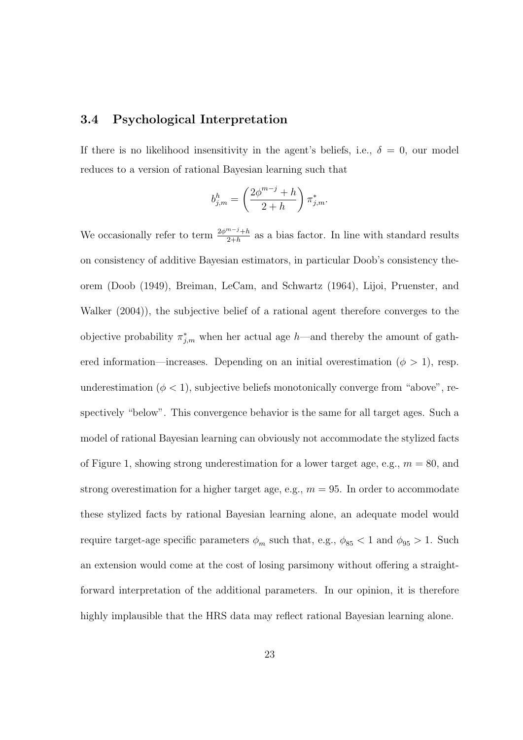### 3.4 Psychological Interpretation

If there is no likelihood insensitivity in the agent's beliefs, i.e., $\delta = 0$, our model reduces to a version of rational Bayesian learning such that

$$b^h_{j,m} = \left( \frac{2\phi^{m-j} + h}{2 + h} \right) \pi^*_{j,m}.$$

We occasionally refer to term $\frac{2\phi^{m-j}+h}{2+h}$ as a bias factor. In line with standard results on consistency of additive Bayesian estimators, in particular Doob's consistency theorem (Doob (1949), Breiman, LeCam, and Schwartz (1964), Lijoi, Pruenster, and Walker (2004)), the subjective belief of a rational agent therefore converges to the objective probability $\pi^*_{j,m}$ when her actual age $h$—and thereby the amount of gathered information—increases. Depending on an initial overestimation ($\phi > 1$), resp. underestimation ($\phi < 1$), subjective beliefs monotonically converge from "above", respectively "below". This convergence behavior is the same for all target ages. Such a model of rational Bayesian learning can obviously not accommodate the stylized facts of Figure 1, showing strong underestimation for a lower target age, e.g., $m = 80$, and strong overestimation for a higher target age, e.g., $m = 95$. In order to accommodate these stylized facts by rational Bayesian learning alone, an adequate model would require target-age specific parameters $\phi_m$ such that, e.g., $\phi_{85} < 1$ and $\phi_{95} > 1$. Such an extension would come at the cost of losing parsimony without offering a straightforward interpretation of the additional parameters. In our opinion, it is therefore highly implausible that the HRS data may reflect rational Bayesian learning alone.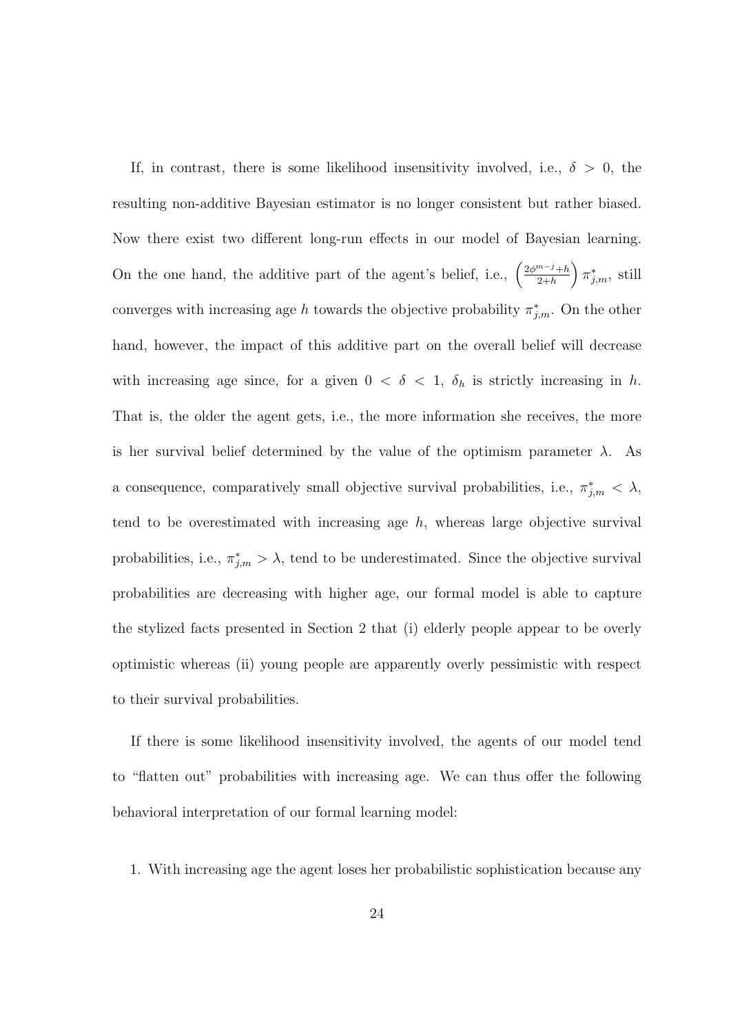If, in contrast, there is some likelihood insensitivity involved, i.e., $\delta > 0$, the resulting non-additive Bayesian estimator is no longer consistent but rather biased. Now there exist two different long-run effects in our model of Bayesian learning. On the one hand, the additive part of the agent's belief, i.e., $\left(\frac{2\phi^{m-j}+h}{2+h}\right)\pi^*_{j,m}$, still converges with increasing age $h$ towards the objective probability $\pi^*_{j,m}$. On the other hand, however, the impact of this additive part on the overall belief will decrease with increasing age since, for a given $0 < \delta < 1$, $\delta_h$ is strictly increasing in $h$. That is, the older the agent gets, i.e., the more information she receives, the more is her survival belief determined by the value of the optimism parameter $\lambda$. As a consequence, comparatively small objective survival probabilities, i.e., $\pi^*_{j,m} < \lambda$, tend to be overestimated with increasing age $h$, whereas large objective survival probabilities, i.e., $\pi^*_{j,m} > \lambda$, tend to be underestimated. Since the objective survival probabilities are decreasing with higher age, our formal model is able to capture the stylized facts presented in Section 2 that (i) elderly people appear to be overly optimistic whereas (ii) young people are apparently overly pessimistic with respect to their survival probabilities.

If there is some likelihood insensitivity involved, the agents of our model tend to "flatten out" probabilities with increasing age. We can thus offer the following behavioral interpretation of our formal learning model:

1. With increasing age the agent loses her probabilistic sophistication because any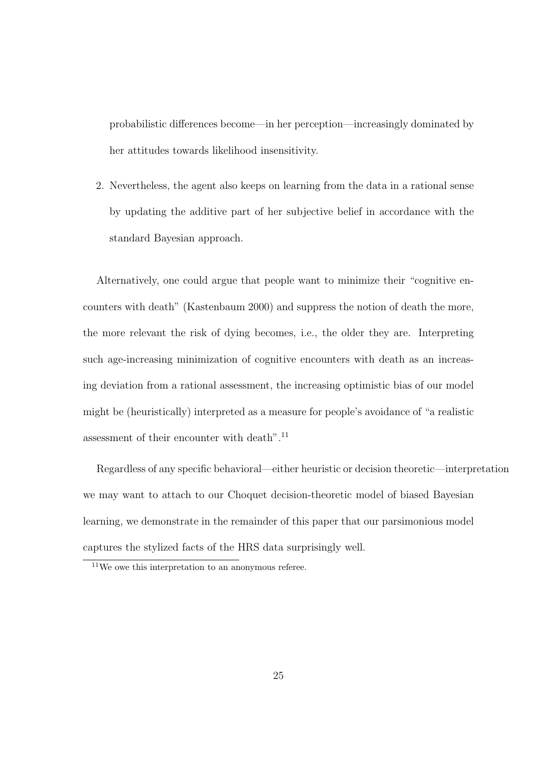probabilistic differences become—in her perception—increasingly dominated by her attitudes towards likelihood insensitivity.

2. Nevertheless, the agent also keeps on learning from the data in a rational sense by updating the additive part of her subjective belief in accordance with the standard Bayesian approach.

Alternatively, one could argue that people want to minimize their "cognitive encounters with death" (Kastenbaum 2000) and suppress the notion of death the more, the more relevant the risk of dying becomes, i.e., the older they are. Interpreting such age-increasing minimization of cognitive encounters with death as an increasing deviation from a rational assessment, the increasing optimistic bias of our model might be (heuristically) interpreted as a measure for people's avoidance of "a realistic assessment of their encounter with death".[11]

Regardless of any specific behavioral—either heuristic or decision theoretic—interpretation we may want to attach to our Choquet decision-theoretic model of biased Bayesian learning, we demonstrate in the remainder of this paper that our parsimonious model captures the stylized facts of the HRS data surprisingly well.

[11] We owe this interpretation to an anonymous referee.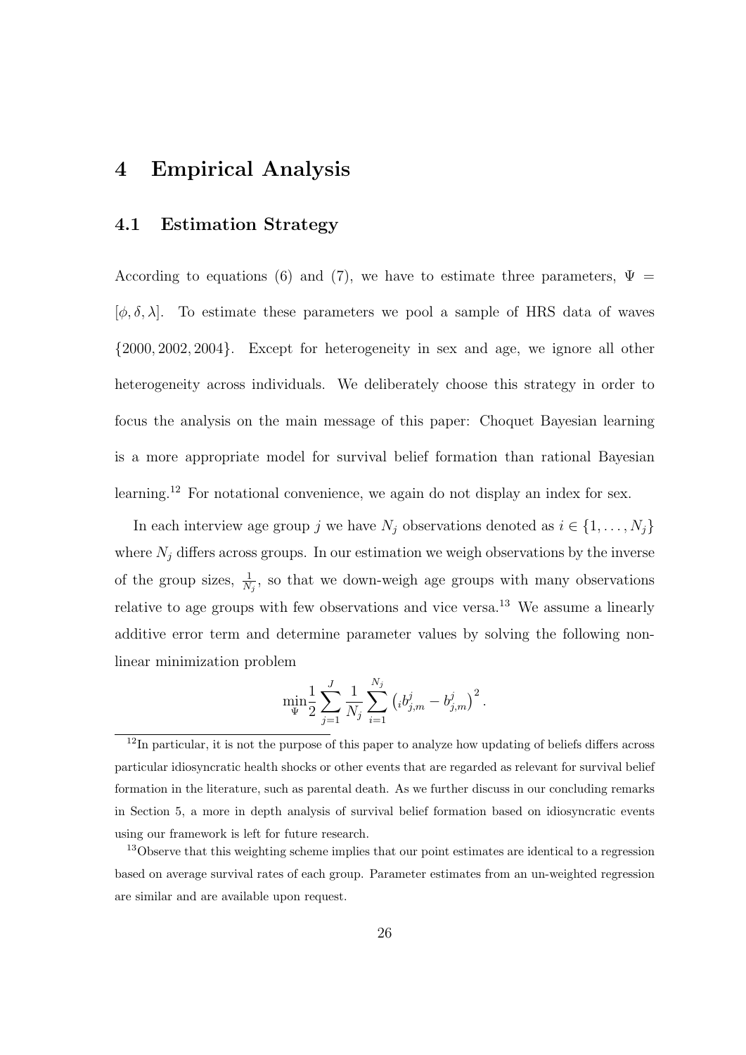# 4 Empirical Analysis

## 4.1 Estimation Strategy

According to equations (6) and (7), we have to estimate three parameters, $\Psi = [\phi, \delta, \lambda]$. To estimate these parameters we pool a sample of HRS data of waves $\{2000, 2002, 2004\}$. Except for heterogeneity in sex and age, we ignore all other heterogeneity across individuals. We deliberately choose this strategy in order to focus the analysis on the main message of this paper: Choquet Bayesian learning is a more appropriate model for survival belief formation than rational Bayesian learning.[12] For notational convenience, we again do not display an index for sex.

In each interview age group $j$ we have $N_j$ observations denoted as $i \in \{1, \ldots, N_j\}$ where $N_j$ differs across groups. In our estimation we weigh observations by the inverse of the group sizes, $\frac{1}{N_j}$, so that we down-weigh age groups with many observations relative to age groups with few observations and vice versa.[13] We assume a linearly additive error term and determine parameter values by solving the following non-linear minimization problem

$$\min_{\Psi} \frac{1}{2} \sum_{j=1}^{J} \frac{1}{N_j} \sum_{i=1}^{N_j} \left( {}_{i}b_{j,m}^{j} - b_{j,m}^{j} \right)^2 .$$

[12] In particular, it is not the purpose of this paper to analyze how updating of beliefs differs across particular idiosyncratic health shocks or other events that are regarded as relevant for survival belief formation in the literature, such as parental death. As we further discuss in our concluding remarks in Section 5, a more in depth analysis of survival belief formation based on idiosyncratic events using our framework is left for future research.

[13] Observe that this weighting scheme implies that our point estimates are identical to a regression based on average survival rates of each group. Parameter estimates from an un-weighted regression are similar and are available upon request.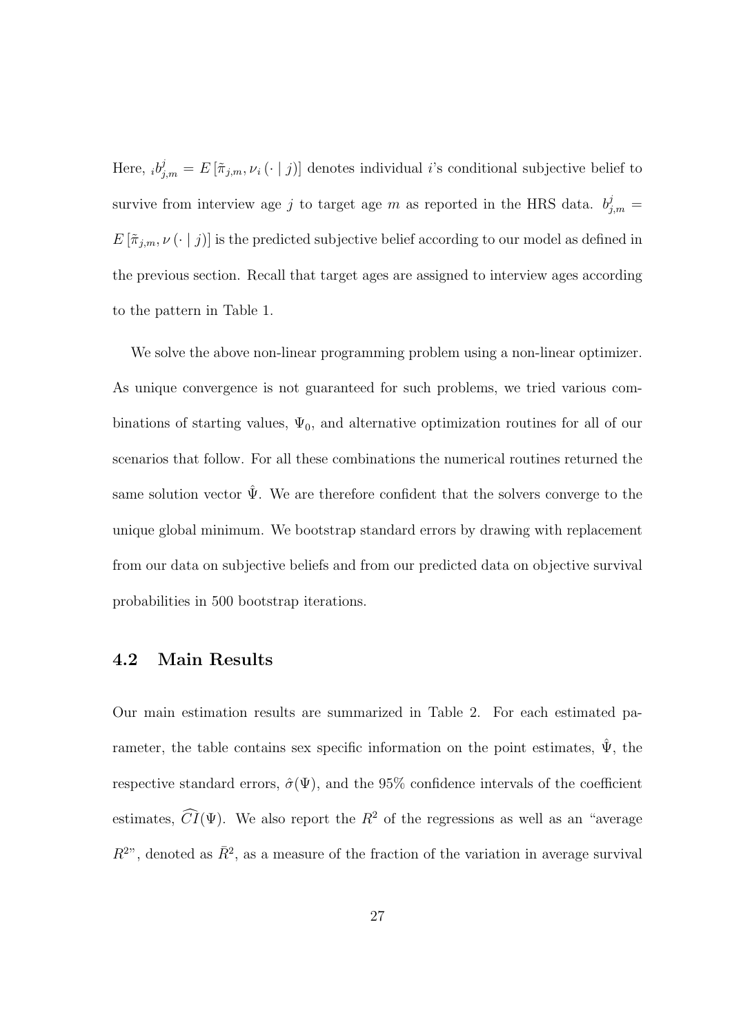Here, ${}_ib^j_{j,m} = E\left[\tilde{\pi}_{j,m}, \nu_i\left(\cdot \mid j\right)\right]$ denotes individual $i$'s conditional subjective belief to survive from interview age $j$ to target age $m$ as reported in the HRS data. $b^j_{j,m} = E\left[\tilde{\pi}_{j,m}, \nu\left(\cdot \mid j\right)\right]$ is the predicted subjective belief according to our model as defined in the previous section. Recall that target ages are assigned to interview ages according to the pattern in Table 1.

We solve the above non-linear programming problem using a non-linear optimizer. As unique convergence is not guaranteed for such problems, we tried various combinations of starting values, $\Psi_0$, and alternative optimization routines for all of our scenarios that follow. For all these combinations the numerical routines returned the same solution vector $\hat{\Psi}$. We are therefore confident that the solvers converge to the unique global minimum. We bootstrap standard errors by drawing with replacement from our data on subjective beliefs and from our predicted data on objective survival probabilities in 500 bootstrap iterations.

## 4.2 Main Results

Our main estimation results are summarized in Table 2. For each estimated parameter, the table contains sex specific information on the point estimates, $\hat{\Psi}$, the respective standard errors, $\hat{\sigma}(\Psi)$, and the 95% confidence intervals of the coefficient estimates, $\widehat{CI}(\Psi)$. We also report the $R^2$ of the regressions as well as an "average $R^2$", denoted as $\bar{R}^2$, as a measure of the fraction of the variation in average survival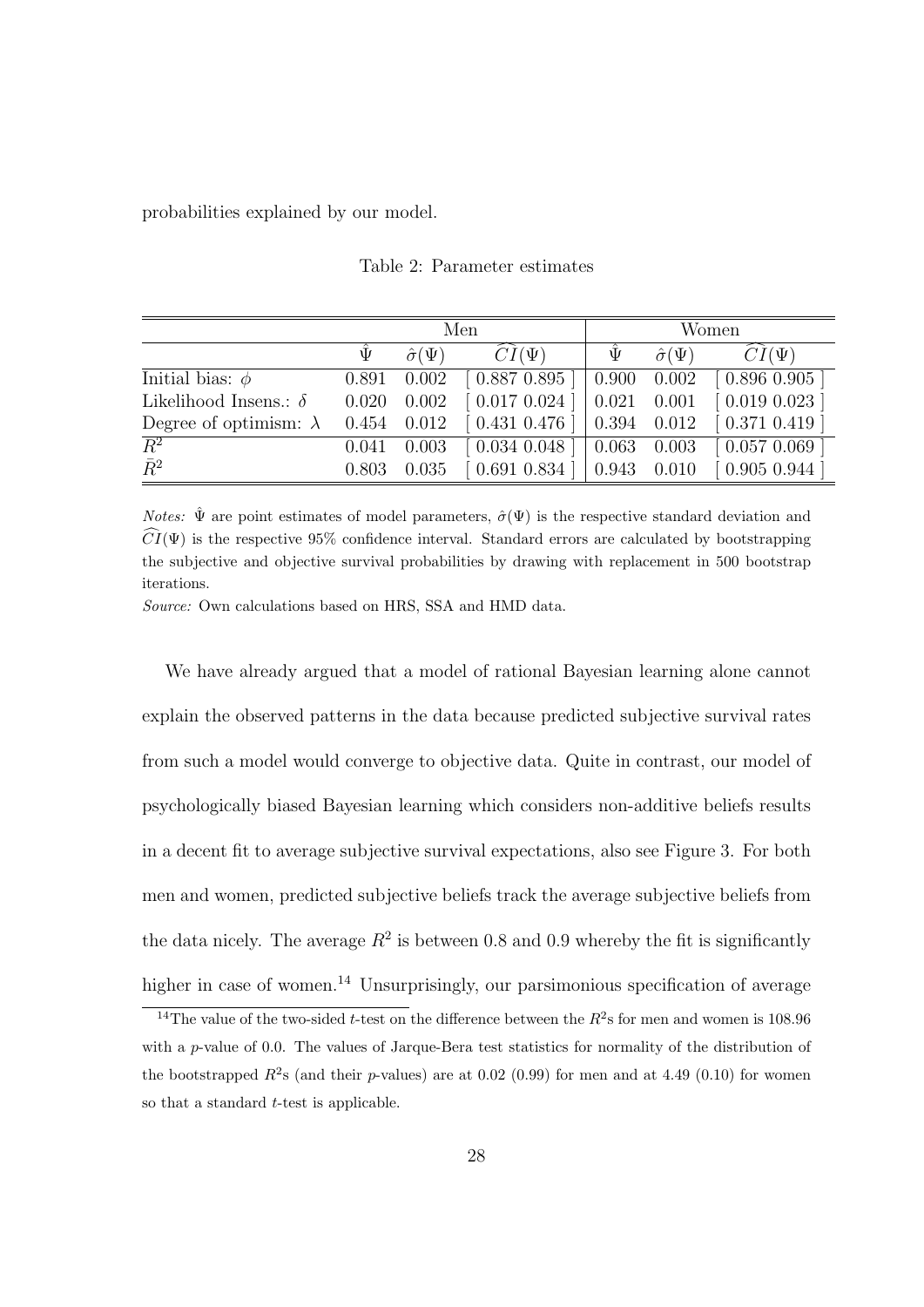probabilities explained by our model.

Table 2: Parameter estimates

| | Men | | | Women | | |
|---|---|---|---|---|---|---|
| | $\hat{\Psi}$ | $\hat{\sigma}(\Psi)$ | $\widehat{CI}(\Psi)$ | $\hat{\Psi}$ | $\hat{\sigma}(\Psi)$ | $\widehat{CI}(\Psi)$ |
| Initial bias: $\phi$ | 0.891 | 0.002 | [ 0.887 0.895 ] | 0.900 | 0.002 | [ 0.896 0.905 ] |
| Likelihood Insens.: $\delta$ | 0.020 | 0.002 | [ 0.017 0.024 ] | 0.021 | 0.001 | [ 0.019 0.023 ] |
| Degree of optimism: $\lambda$ | 0.454 | 0.012 | [ 0.431 0.476 ] | 0.394 | 0.012 | [ 0.371 0.419 ] |
| $\overline{R^2}$ | 0.041 | 0.003 | [ 0.034 0.048 ] | 0.063 | 0.003 | [ 0.057 0.069 ] |
| $\bar{R}^2$ | 0.803 | 0.035 | [ 0.691 0.834 ] | 0.943 | 0.010 | [ 0.905 0.944 ] |

*Notes:* $\hat{\Psi}$ are point estimates of model parameters, $\hat{\sigma}(\Psi)$ is the respective standard deviation and $\widehat{CI}(\Psi)$ is the respective 95% confidence interval. Standard errors are calculated by bootstrapping the subjective and objective survival probabilities by drawing with replacement in 500 bootstrap iterations.

*Source:* Own calculations based on HRS, SSA and HMD data.

We have already argued that a model of rational Bayesian learning alone cannot explain the observed patterns in the data because predicted subjective survival rates from such a model would converge to objective data. Quite in contrast, our model of psychologically biased Bayesian learning which considers non-additive beliefs results in a decent fit to average subjective survival expectations, also see Figure 3. For both men and women, predicted subjective beliefs track the average subjective beliefs from the data nicely. The average $R^2$ is between 0.8 and 0.9 whereby the fit is significantly higher in case of women.[14] Unsurprisingly, our parsimonious specification of average

[14] The value of the two-sided $t$-test on the difference between the $R^2$s for men and women is 108.96 with a $p$-value of 0.0. The values of Jarque-Bera test statistics for normality of the distribution of the bootstrapped $R^2$s (and their $p$-values) are at 0.02 (0.99) for men and at 4.49 (0.10) for women so that a standard $t$-test is applicable.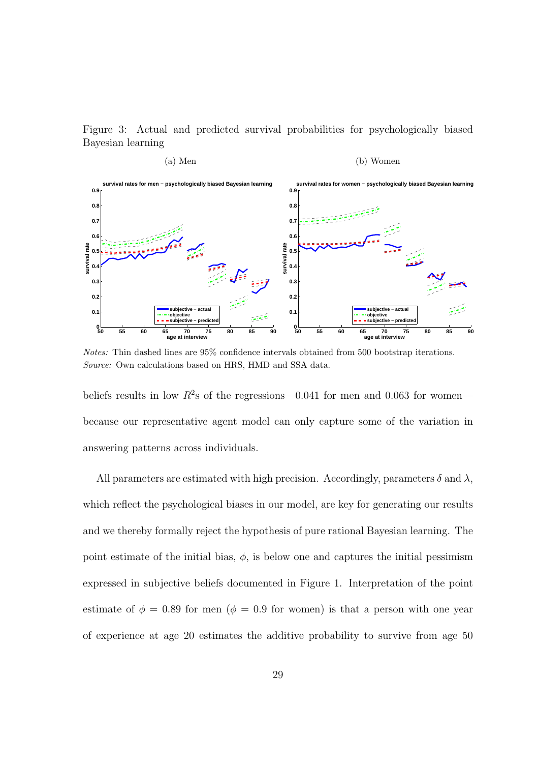Figure 3: Actual and predicted survival probabilities for psychologically biased Bayesian learning

(a) Men

(b) Women

*Notes:* Thin dashed lines are 95% confidence intervals obtained from 500 bootstrap iterations.
*Source:* Own calculations based on HRS, HMD and SSA data.

beliefs results in low $R^2$s of the regressions—0.041 for men and 0.063 for women—because our representative agent model can only capture some of the variation in answering patterns across individuals.

All parameters are estimated with high precision. Accordingly, parameters $\delta$ and $\lambda$, which reflect the psychological biases in our model, are key for generating our results and we thereby formally reject the hypothesis of pure rational Bayesian learning. The point estimate of the initial bias, $\phi$, is below one and captures the initial pessimism expressed in subjective beliefs documented in Figure 1. Interpretation of the point estimate of $\phi = 0.89$ for men ($\phi = 0.9$ for women) is that a person with one year of experience at age 20 estimates the additive probability to survive from age 50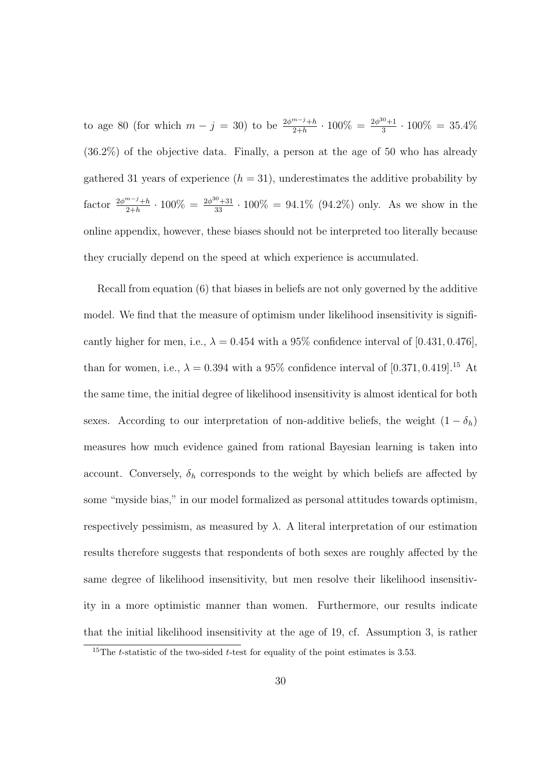to age 80 (for which $m - j = 30$) to be $\frac{2\phi^{m-j}+h}{2+h} \cdot 100\% = \frac{2\phi^{30}+1}{3} \cdot 100\% = 35.4\%$ (36.2%) of the objective data. Finally, a person at the age of 50 who has already gathered 31 years of experience ($h = 31$), underestimates the additive probability by factor $\frac{2\phi^{m-j}+h}{2+h} \cdot 100\% = \frac{2\phi^{30}+31}{33} \cdot 100\% = 94.1\%$ (94.2%) only. As we show in the online appendix, however, these biases should not be interpreted too literally because they crucially depend on the speed at which experience is accumulated.

Recall from equation (6) that biases in beliefs are not only governed by the additive model. We find that the measure of optimism under likelihood insensitivity is significantly higher for men, i.e., $\lambda = 0.454$ with a 95% confidence interval of $[0.431, 0.476]$, than for women, i.e., $\lambda = 0.394$ with a 95% confidence interval of $[0.371, 0.419]$.[15] At the same time, the initial degree of likelihood insensitivity is almost identical for both sexes. According to our interpretation of non-additive beliefs, the weight $(1 - \delta_h)$ measures how much evidence gained from rational Bayesian learning is taken into account. Conversely, $\delta_h$ corresponds to the weight by which beliefs are affected by some "myside bias," in our model formalized as personal attitudes towards optimism, respectively pessimism, as measured by $\lambda$. A literal interpretation of our estimation results therefore suggests that respondents of both sexes are roughly affected by the same degree of likelihood insensitivity, but men resolve their likelihood insensitivity in a more optimistic manner than women. Furthermore, our results indicate that the initial likelihood insensitivity at the age of 19, cf. Assumption 3, is rather

[15]The $t$-statistic of the two-sided $t$-test for equality of the point estimates is 3.53.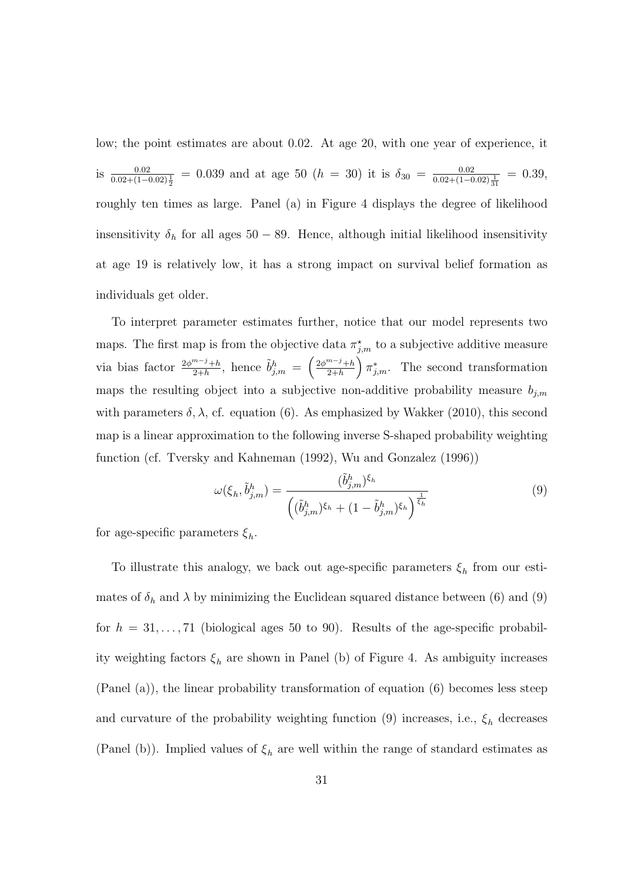low; the point estimates are about 0.02. At age 20, with one year of experience, it is $\frac{0.02}{0.02+(1-0.02)\frac{1}{2}} = 0.039$ and at age 50 ($h = 30$) it is $\delta_{30} = \frac{0.02}{0.02+(1-0.02)\frac{1}{31}} = 0.39$, roughly ten times as large. Panel (a) in Figure 4 displays the degree of likelihood insensitivity $\delta_h$ for all ages $50 - 89$. Hence, although initial likelihood insensitivity at age 19 is relatively low, it has a strong impact on survival belief formation as individuals get older.

To interpret parameter estimates further, notice that our model represents two maps. The first map is from the objective data $\pi^{\star}_{j,m}$ to a subjective additive measure via bias factor $\frac{2\phi^{m-j}+h}{2+h}$, hence $\tilde{b}^h_{j,m} = \left(\frac{2\phi^{m-j}+h}{2+h}\right)\pi^{*}_{j,m}$. The second transformation maps the resulting object into a subjective non-additive probability measure $b_{j,m}$ with parameters $\delta, \lambda$, cf. equation (6). As emphasized by Wakker (2010), this second map is a linear approximation to the following inverse S-shaped probability weighting function (cf. Tversky and Kahneman (1992), Wu and Gonzalez (1996))

$$\omega(\xi_h, \tilde{b}^h_{j,m}) = \frac{(\tilde{b}^h_{j,m})^{\xi_h}}{\left((\tilde{b}^h_{j,m})^{\xi_h} + (1 - \tilde{b}^h_{j,m})^{\xi_h}\right)^{\frac{1}{\xi_h}}} \tag{9}$$

for age-specific parameters $\xi_h$.

To illustrate this analogy, we back out age-specific parameters $\xi_h$ from our estimates of $\delta_h$ and $\lambda$ by minimizing the Euclidean squared distance between (6) and (9) for $h = 31, \ldots, 71$ (biological ages 50 to 90). Results of the age-specific probability weighting factors $\xi_h$ are shown in Panel (b) of Figure 4. As ambiguity increases (Panel (a)), the linear probability transformation of equation (6) becomes less steep and curvature of the probability weighting function (9) increases, i.e., $\xi_h$ decreases (Panel (b)). Implied values of $\xi_h$ are well within the range of standard estimates as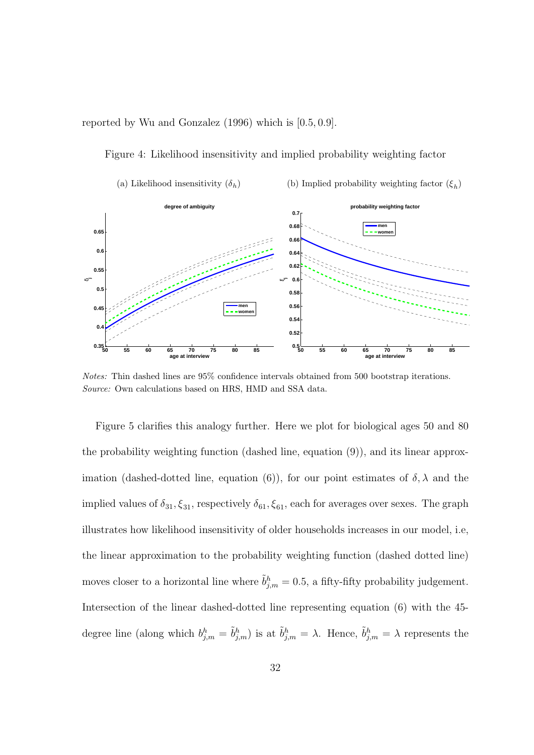reported by Wu and Gonzalez (1996) which is $[0.5, 0.9]$.

Figure 4: Likelihood insensitivity and implied probability weighting factor

(a) Likelihood insensitivity ($\delta_h$) (b) Implied probability weighting factor ($\xi_h$)

*Notes:* Thin dashed lines are 95% confidence intervals obtained from 500 bootstrap iterations.
*Source:* Own calculations based on HRS, HMD and SSA data.

Figure 5 clarifies this analogy further. Here we plot for biological ages 50 and 80 the probability weighting function (dashed line, equation (9)), and its linear approximation (dashed-dotted line, equation (6)), for our point estimates of $\delta, \lambda$ and the implied values of $\delta_{31}, \xi_{31}$, respectively $\delta_{61}, \xi_{61}$, each for averages over sexes. The graph illustrates how likelihood insensitivity of older households increases in our model, i.e, the linear approximation to the probability weighting function (dashed dotted line) moves closer to a horizontal line where $\tilde{b}^h_{j,m} = 0.5$, a fifty-fifty probability judgement. Intersection of the linear dashed-dotted line representing equation (6) with the 45-degree line (along which $b^h_{j,m} = \tilde{b}^h_{j,m}$) is at $\tilde{b}^h_{j,m} = \lambda$. Hence, $\tilde{b}^h_{j,m} = \lambda$ represents the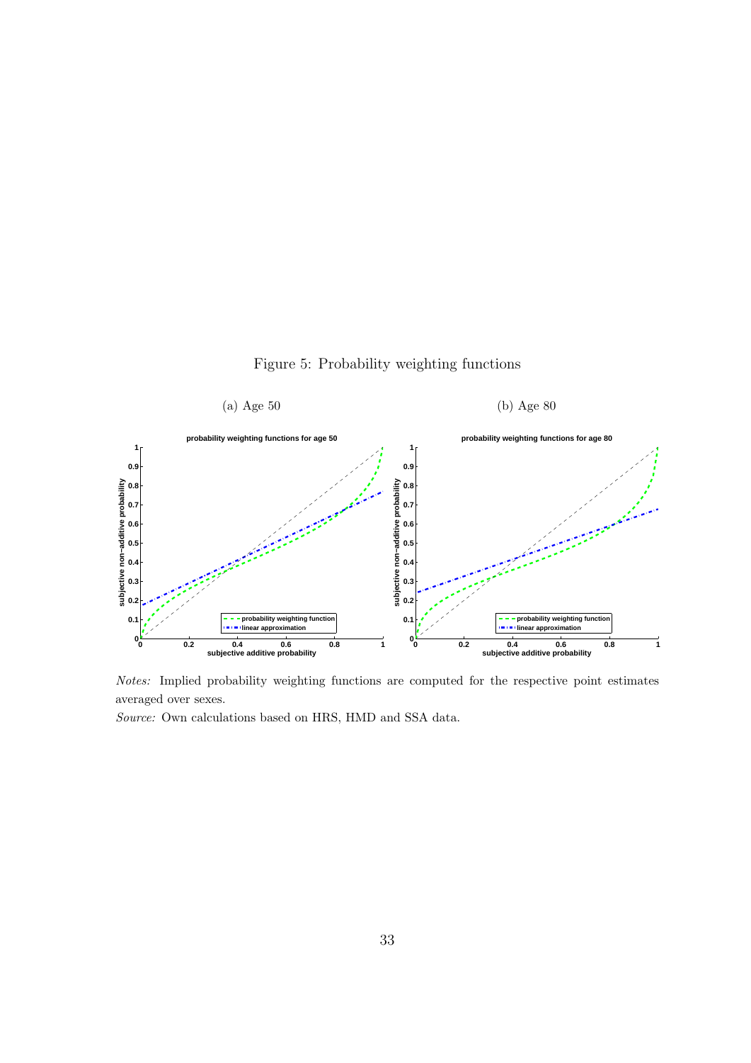Figure 5: Probability weighting functions

(a) Age 50

(b) Age 80

*Notes:* Implied probability weighting functions are computed for the respective point estimates averaged over sexes.

*Source:* Own calculations based on HRS, HMD and SSA data.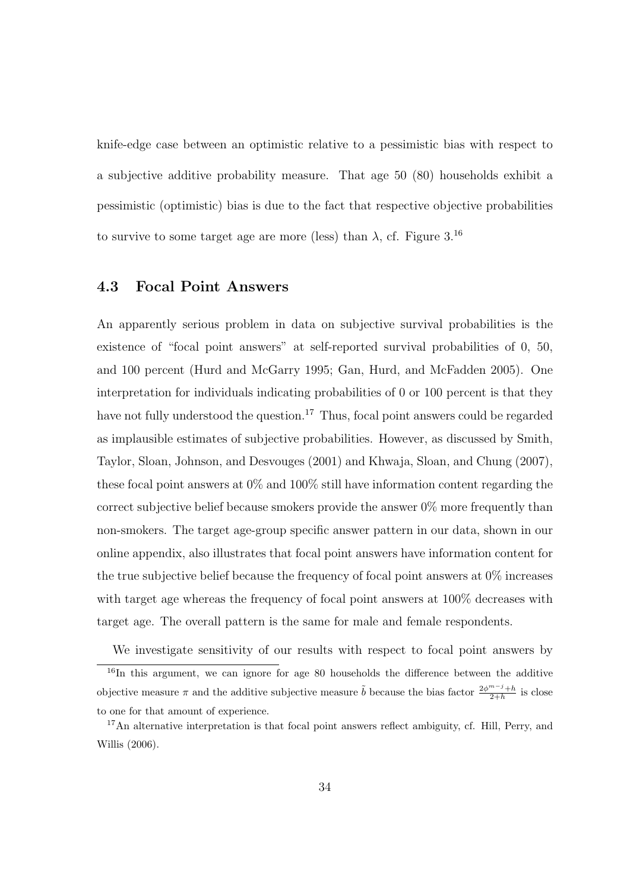knife-edge case between an optimistic relative to a pessimistic bias with respect to a subjective additive probability measure. That age 50 (80) households exhibit a pessimistic (optimistic) bias is due to the fact that respective objective probabilities to survive to some target age are more (less) than $\lambda$, cf. Figure 3.[16]

## 4.3 Focal Point Answers

An apparently serious problem in data on subjective survival probabilities is the existence of "focal point answers" at self-reported survival probabilities of 0, 50, and 100 percent (Hurd and McGarry 1995; Gan, Hurd, and McFadden 2005). One interpretation for individuals indicating probabilities of 0 or 100 percent is that they have not fully understood the question.[17] Thus, focal point answers could be regarded as implausible estimates of subjective probabilities. However, as discussed by Smith, Taylor, Sloan, Johnson, and Desvouges (2001) and Khwaja, Sloan, and Chung (2007), these focal point answers at 0% and 100% still have information content regarding the correct subjective belief because smokers provide the answer 0% more frequently than non-smokers. The target age-group specific answer pattern in our data, shown in our online appendix, also illustrates that focal point answers have information content for the true subjective belief because the frequency of focal point answers at 0% increases with target age whereas the frequency of focal point answers at 100% decreases with target age. The overall pattern is the same for male and female respondents.

We investigate sensitivity of our results with respect to focal point answers by

[16] In this argument, we can ignore for age 80 households the difference between the additive objective measure $\pi$ and the additive subjective measure $\tilde{b}$ because the bias factor $\frac{2\phi^{m-j}+h}{2+h}$ is close to one for that amount of experience.

[17] An alternative interpretation is that focal point answers reflect ambiguity, cf. Hill, Perry, and Willis (2006).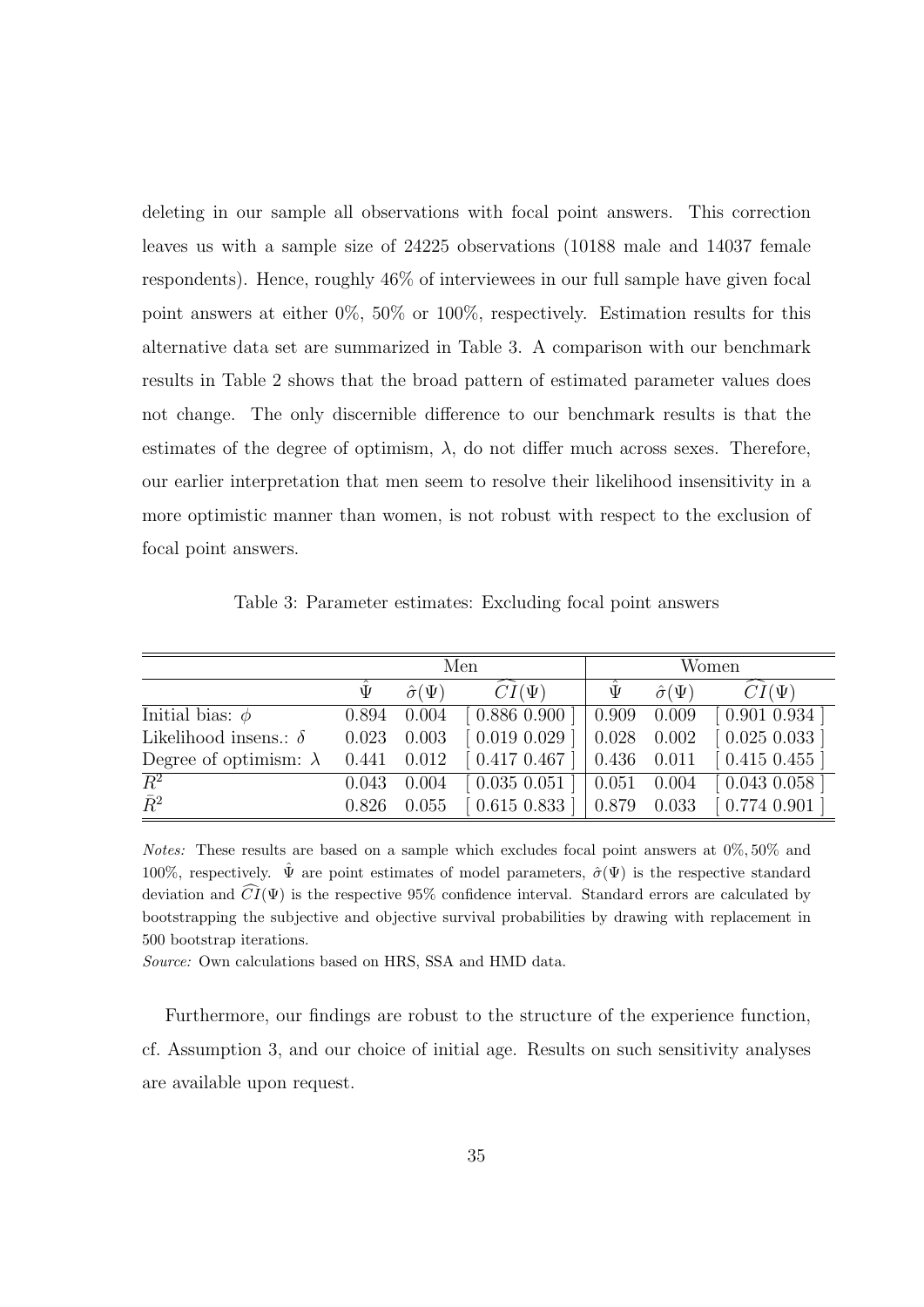deleting in our sample all observations with focal point answers. This correction leaves us with a sample size of 24225 observations (10188 male and 14037 female respondents). Hence, roughly 46% of interviewees in our full sample have given focal point answers at either 0%, 50% or 100%, respectively. Estimation results for this alternative data set are summarized in Table 3. A comparison with our benchmark results in Table 2 shows that the broad pattern of estimated parameter values does not change. The only discernible difference to our benchmark results is that the estimates of the degree of optimism, $\lambda$, do not differ much across sexes. Therefore, our earlier interpretation that men seem to resolve their likelihood insensitivity in a more optimistic manner than women, is not robust with respect to the exclusion of focal point answers.

Table 3: Parameter estimates: Excluding focal point answers

| | Men | | | Women | | |
|---|---|---|---|---|---|---|
| | $\hat{\Psi}$ | $\hat{\sigma}(\Psi)$ | $\widehat{CI}(\Psi)$ | $\hat{\Psi}$ | $\hat{\sigma}(\Psi)$ | $\widehat{CI}(\Psi)$ |
| Initial bias: $\phi$ | 0.894 | 0.004 | [ 0.886 0.900 ] | 0.909 | 0.009 | [ 0.901 0.934 ] |
| Likelihood insens.: $\delta$ | 0.023 | 0.003 | [ 0.019 0.029 ] | 0.028 | 0.002 | [ 0.025 0.033 ] |
| Degree of optimism: $\lambda$ | 0.441 | 0.012 | [ 0.417 0.467 ] | 0.436 | 0.011 | [ 0.415 0.455 ] |
| $\overline{R^2}$ | 0.043 | 0.004 | [ 0.035 0.051 ] | 0.051 | 0.004 | [ 0.043 0.058 ] |
| $\bar{R}^2$ | 0.826 | 0.055 | [ 0.615 0.833 ] | 0.879 | 0.033 | [ 0.774 0.901 ] |

*Notes:* These results are based on a sample which excludes focal point answers at 0%, 50% and 100%, respectively. $\hat{\Psi}$ are point estimates of model parameters, $\hat{\sigma}(\Psi)$ is the respective standard deviation and $\widehat{CI}(\Psi)$ is the respective 95% confidence interval. Standard errors are calculated by bootstrapping the subjective and objective survival probabilities by drawing with replacement in 500 bootstrap iterations.

*Source:* Own calculations based on HRS, SSA and HMD data.

Furthermore, our findings are robust to the structure of the experience function, cf. Assumption 3, and our choice of initial age. Results on such sensitivity analyses are available upon request.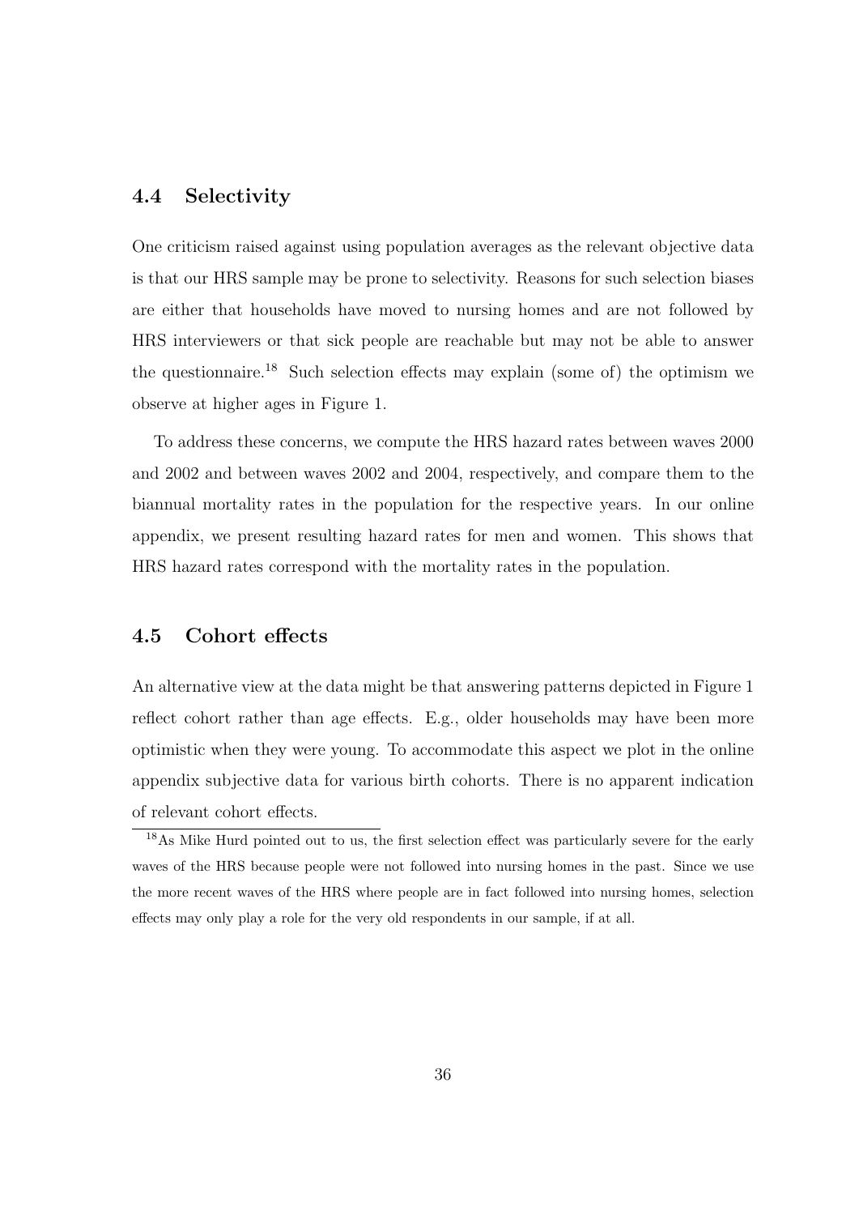## 4.4 Selectivity

One criticism raised against using population averages as the relevant objective data is that our HRS sample may be prone to selectivity. Reasons for such selection biases are either that households have moved to nursing homes and are not followed by HRS interviewers or that sick people are reachable but may not be able to answer the questionnaire.[18] Such selection effects may explain (some of) the optimism we observe at higher ages in Figure 1.

To address these concerns, we compute the HRS hazard rates between waves 2000 and 2002 and between waves 2002 and 2004, respectively, and compare them to the biannual mortality rates in the population for the respective years. In our online appendix, we present resulting hazard rates for men and women. This shows that HRS hazard rates correspond with the mortality rates in the population.

## 4.5 Cohort effects

An alternative view at the data might be that answering patterns depicted in Figure 1 reflect cohort rather than age effects. E.g., older households may have been more optimistic when they were young. To accommodate this aspect we plot in the online appendix subjective data for various birth cohorts. There is no apparent indication of relevant cohort effects.

[18] As Mike Hurd pointed out to us, the first selection effect was particularly severe for the early waves of the HRS because people were not followed into nursing homes in the past. Since we use the more recent waves of the HRS where people are in fact followed into nursing homes, selection effects may only play a role for the very old respondents in our sample, if at all.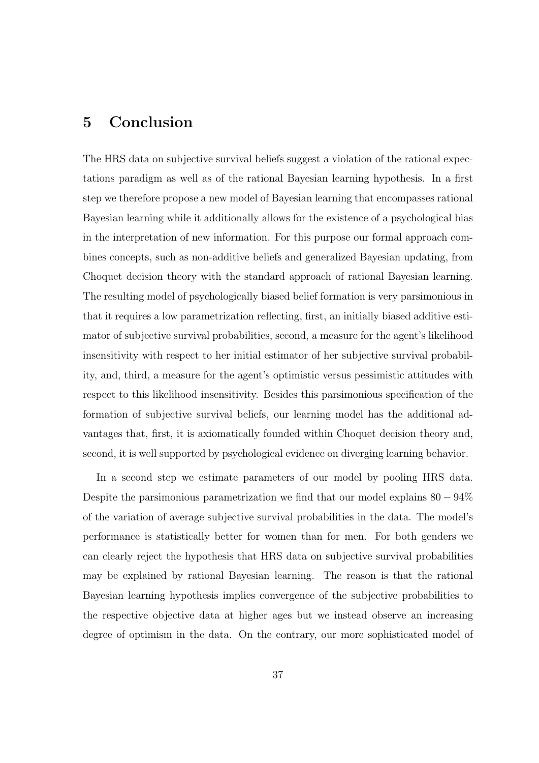## 5 Conclusion

The HRS data on subjective survival beliefs suggest a violation of the rational expectations paradigm as well as of the rational Bayesian learning hypothesis. In a first step we therefore propose a new model of Bayesian learning that encompasses rational Bayesian learning while it additionally allows for the existence of a psychological bias in the interpretation of new information. For this purpose our formal approach combines concepts, such as non-additive beliefs and generalized Bayesian updating, from Choquet decision theory with the standard approach of rational Bayesian learning. The resulting model of psychologically biased belief formation is very parsimonious in that it requires a low parametrization reflecting, first, an initially biased additive estimator of subjective survival probabilities, second, a measure for the agent's likelihood insensitivity with respect to her initial estimator of her subjective survival probability, and, third, a measure for the agent's optimistic versus pessimistic attitudes with respect to this likelihood insensitivity. Besides this parsimonious specification of the formation of subjective survival beliefs, our learning model has the additional advantages that, first, it is axiomatically founded within Choquet decision theory and, second, it is well supported by psychological evidence on diverging learning behavior.

In a second step we estimate parameters of our model by pooling HRS data. Despite the parsimonious parametrization we find that our model explains $80-94\%$ of the variation of average subjective survival probabilities in the data. The model's performance is statistically better for women than for men. For both genders we can clearly reject the hypothesis that HRS data on subjective survival probabilities may be explained by rational Bayesian learning. The reason is that the rational Bayesian learning hypothesis implies convergence of the subjective probabilities to the respective objective data at higher ages but we instead observe an increasing degree of optimism in the data. On the contrary, our more sophisticated model of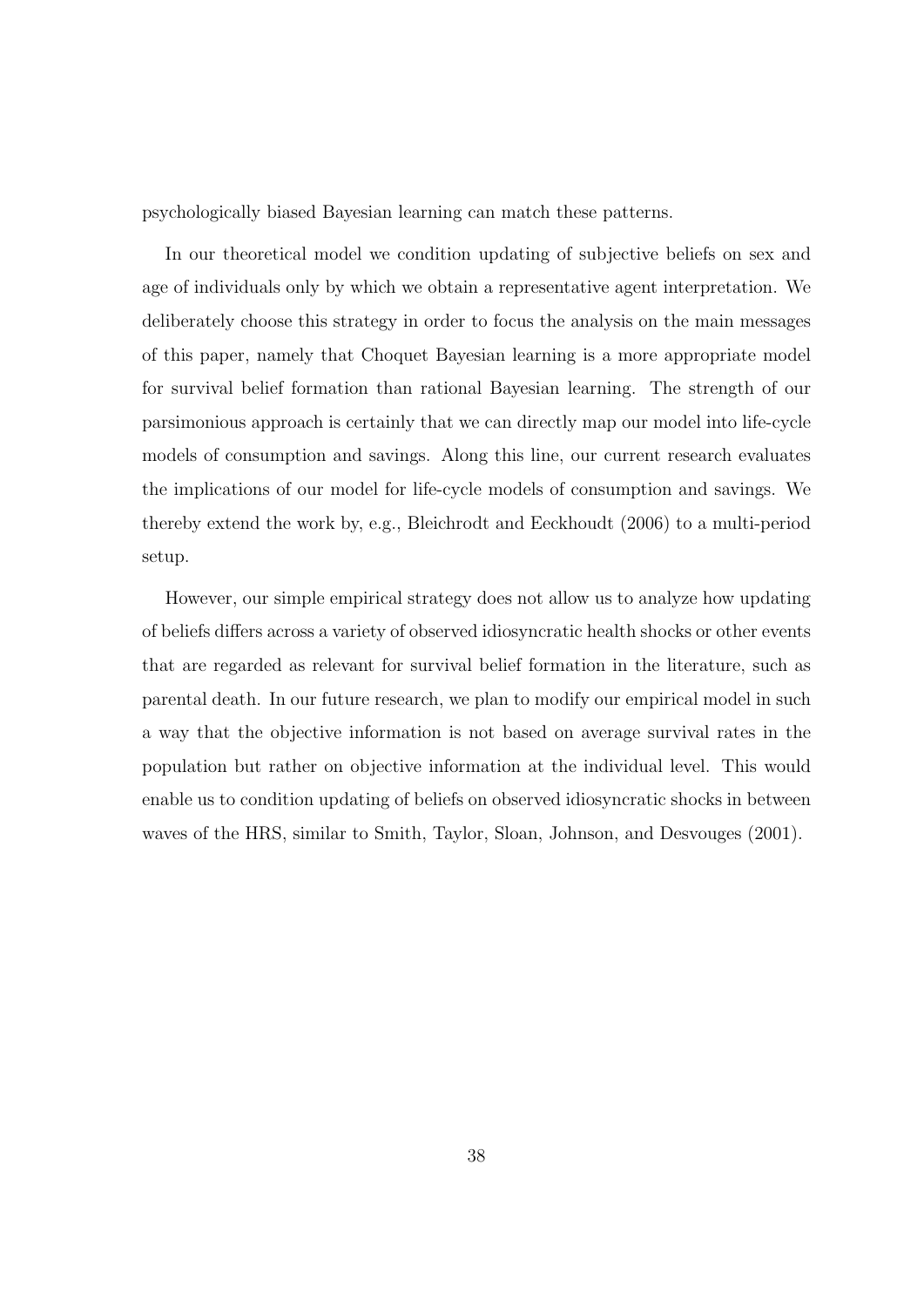psychologically biased Bayesian learning can match these patterns.

In our theoretical model we condition updating of subjective beliefs on sex and age of individuals only by which we obtain a representative agent interpretation. We deliberately choose this strategy in order to focus the analysis on the main messages of this paper, namely that Choquet Bayesian learning is a more appropriate model for survival belief formation than rational Bayesian learning. The strength of our parsimonious approach is certainly that we can directly map our model into life-cycle models of consumption and savings. Along this line, our current research evaluates the implications of our model for life-cycle models of consumption and savings. We thereby extend the work by, e.g., Bleichrodt and Eeckhoudt (2006) to a multi-period setup.

However, our simple empirical strategy does not allow us to analyze how updating of beliefs differs across a variety of observed idiosyncratic health shocks or other events that are regarded as relevant for survival belief formation in the literature, such as parental death. In our future research, we plan to modify our empirical model in such a way that the objective information is not based on average survival rates in the population but rather on objective information at the individual level. This would enable us to condition updating of beliefs on observed idiosyncratic shocks in between waves of the HRS, similar to Smith, Taylor, Sloan, Johnson, and Desvouges (2001).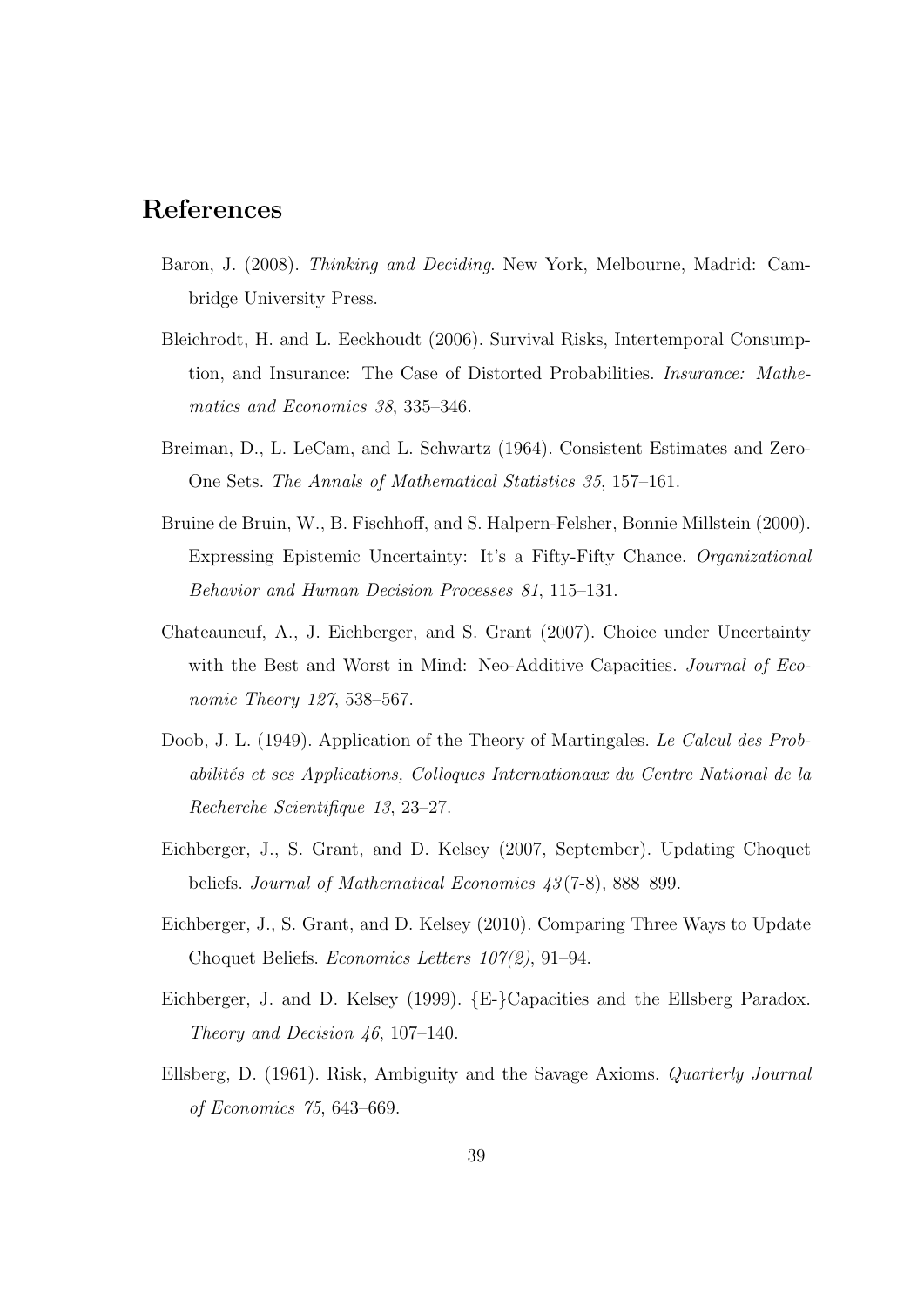# References

Baron, J. (2008). *Thinking and Deciding*. New York, Melbourne, Madrid: Cambridge University Press.

Bleichrodt, H. and L. Eeckhoudt (2006). Survival Risks, Intertemporal Consumption, and Insurance: The Case of Distorted Probabilities. *Insurance: Mathematics and Economics 38*, 335–346.

Breiman, D., L. LeCam, and L. Schwartz (1964). Consistent Estimates and Zero-One Sets. *The Annals of Mathematical Statistics 35*, 157–161.

Bruine de Bruin, W., B. Fischhoff, and S. Halpern-Felsher, Bonnie Millstein (2000). Expressing Epistemic Uncertainty: It's a Fifty-Fifty Chance. *Organizational Behavior and Human Decision Processes 81*, 115–131.

Chateauneuf, A., J. Eichberger, and S. Grant (2007). Choice under Uncertainty with the Best and Worst in Mind: Neo-Additive Capacities. *Journal of Economic Theory 127*, 538–567.

Doob, J. L. (1949). Application of the Theory of Martingales. *Le Calcul des Probabilités et ses Applications, Colloques Internationaux du Centre National de la Recherche Scientifique 13*, 23–27.

Eichberger, J., S. Grant, and D. Kelsey (2007, September). Updating Choquet beliefs. *Journal of Mathematical Economics 43*(7-8), 888–899.

Eichberger, J., S. Grant, and D. Kelsey (2010). Comparing Three Ways to Update Choquet Beliefs. *Economics Letters 107(2)*, 91–94.

Eichberger, J. and D. Kelsey (1999). {E-}Capacities and the Ellsberg Paradox. *Theory and Decision 46*, 107–140.

Ellsberg, D. (1961). Risk, Ambiguity and the Savage Axioms. *Quarterly Journal of Economics 75*, 643–669.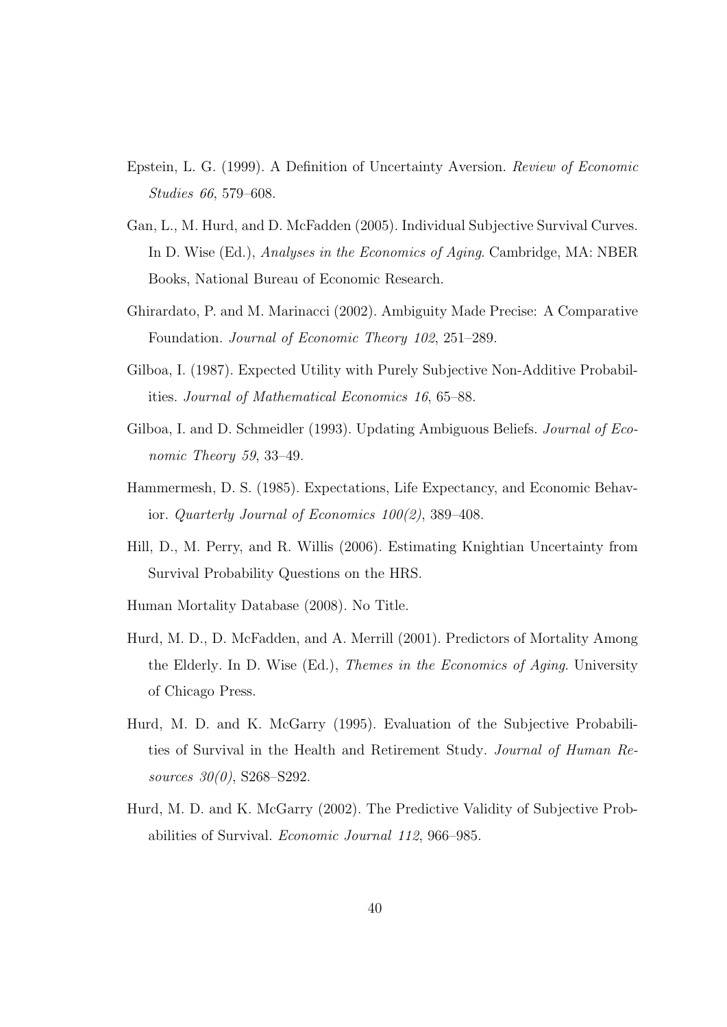Epstein, L. G. (1999). A Definition of Uncertainty Aversion. *Review of Economic Studies 66*, 579–608.

Gan, L., M. Hurd, and D. McFadden (2005). Individual Subjective Survival Curves. In D. Wise (Ed.), *Analyses in the Economics of Aging*. Cambridge, MA: NBER Books, National Bureau of Economic Research.

Ghirardato, P. and M. Marinacci (2002). Ambiguity Made Precise: A Comparative Foundation. *Journal of Economic Theory 102*, 251–289.

Gilboa, I. (1987). Expected Utility with Purely Subjective Non-Additive Probabilities. *Journal of Mathematical Economics 16*, 65–88.

Gilboa, I. and D. Schmeidler (1993). Updating Ambiguous Beliefs. *Journal of Economic Theory 59*, 33–49.

Hammermesh, D. S. (1985). Expectations, Life Expectancy, and Economic Behavior. *Quarterly Journal of Economics 100(2)*, 389–408.

Hill, D., M. Perry, and R. Willis (2006). Estimating Knightian Uncertainty from Survival Probability Questions on the HRS.

Human Mortality Database (2008). No Title.

Hurd, M. D., D. McFadden, and A. Merrill (2001). Predictors of Mortality Among the Elderly. In D. Wise (Ed.), *Themes in the Economics of Aging*. University of Chicago Press.

Hurd, M. D. and K. McGarry (1995). Evaluation of the Subjective Probabilities of Survival in the Health and Retirement Study. *Journal of Human Resources 30(0)*, S268–S292.

Hurd, M. D. and K. McGarry (2002). The Predictive Validity of Subjective Probabilities of Survival. *Economic Journal 112*, 966–985.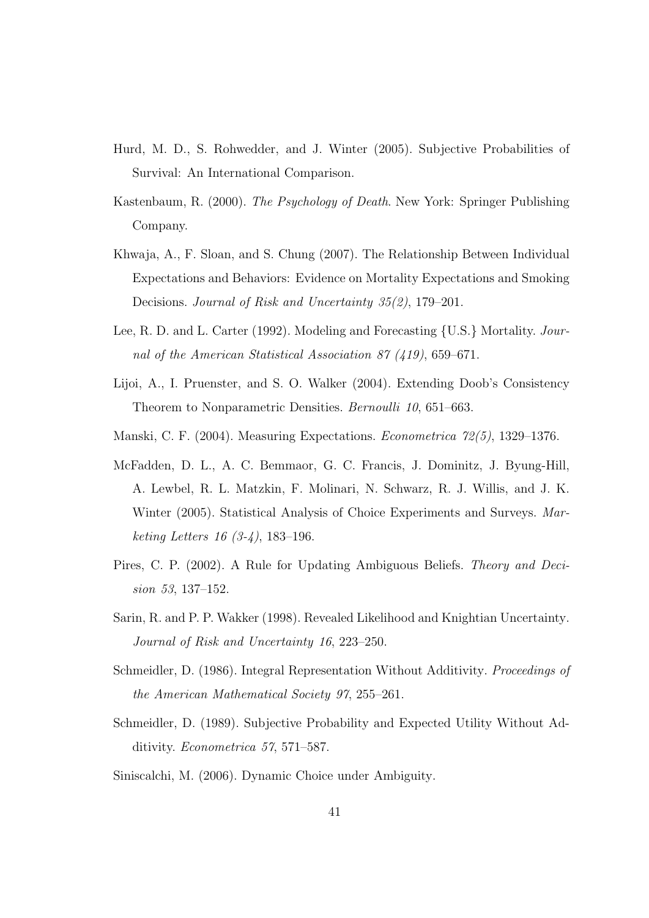Hurd, M. D., S. Rohwedder, and J. Winter (2005). Subjective Probabilities of Survival: An International Comparison.

Kastenbaum, R. (2000). *The Psychology of Death*. New York: Springer Publishing Company.

Khwaja, A., F. Sloan, and S. Chung (2007). The Relationship Between Individual Expectations and Behaviors: Evidence on Mortality Expectations and Smoking Decisions. *Journal of Risk and Uncertainty 35(2)*, 179–201.

Lee, R. D. and L. Carter (1992). Modeling and Forecasting {U.S.} Mortality. *Journal of the American Statistical Association 87 (419)*, 659–671.

Lijoi, A., I. Pruenster, and S. O. Walker (2004). Extending Doob's Consistency Theorem to Nonparametric Densities. *Bernoulli 10*, 651–663.

Manski, C. F. (2004). Measuring Expectations. *Econometrica 72(5)*, 1329–1376.

McFadden, D. L., A. C. Bemmaor, G. C. Francis, J. Dominitz, J. Byung-Hill, A. Lewbel, R. L. Matzkin, F. Molinari, N. Schwarz, R. J. Willis, and J. K. Winter (2005). Statistical Analysis of Choice Experiments and Surveys. *Marketing Letters 16 (3-4)*, 183–196.

Pires, C. P. (2002). A Rule for Updating Ambiguous Beliefs. *Theory and Decision 53*, 137–152.

Sarin, R. and P. P. Wakker (1998). Revealed Likelihood and Knightian Uncertainty. *Journal of Risk and Uncertainty 16*, 223–250.

Schmeidler, D. (1986). Integral Representation Without Additivity. *Proceedings of the American Mathematical Society 97*, 255–261.

Schmeidler, D. (1989). Subjective Probability and Expected Utility Without Additivity. *Econometrica 57*, 571–587.

Siniscalchi, M. (2006). Dynamic Choice under Ambiguity.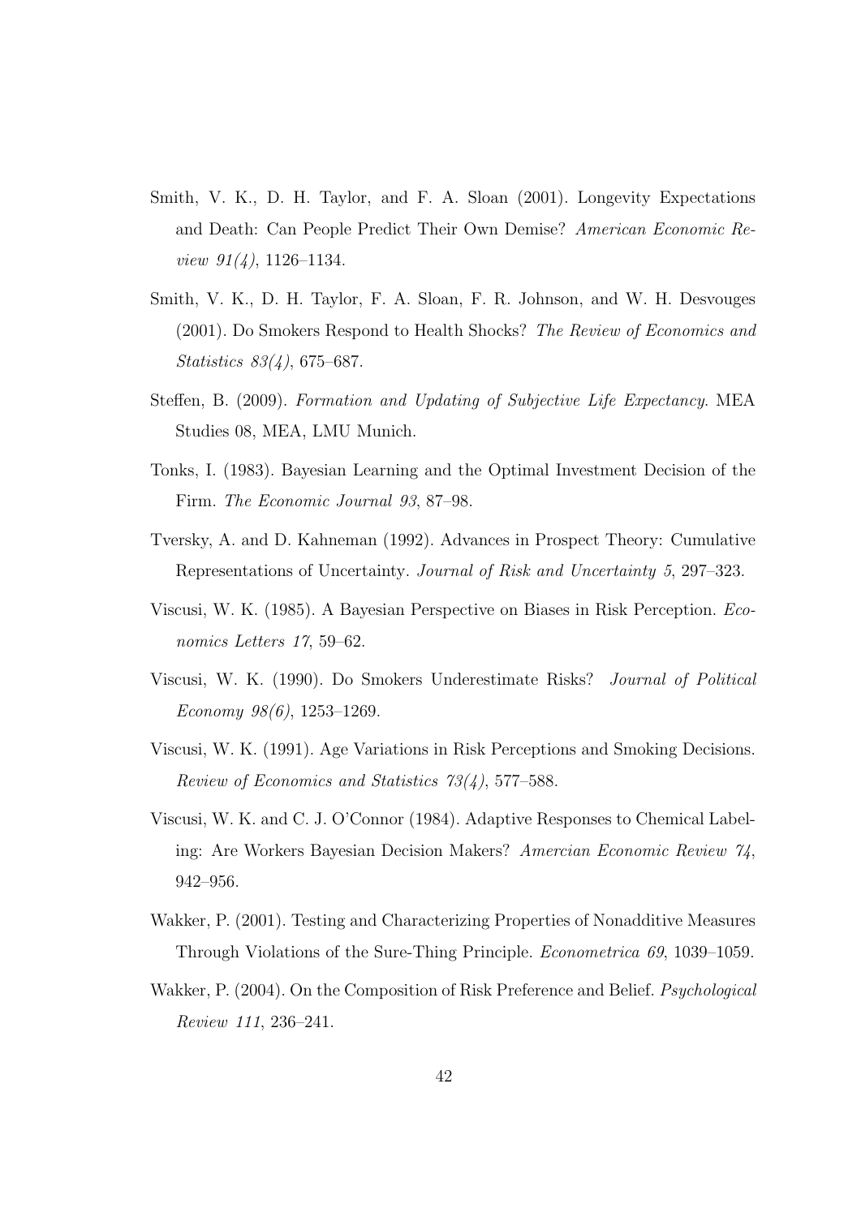Smith, V. K., D. H. Taylor, and F. A. Sloan (2001). Longevity Expectations and Death: Can People Predict Their Own Demise? *American Economic Review 91(4)*, 1126–1134.

Smith, V. K., D. H. Taylor, F. A. Sloan, F. R. Johnson, and W. H. Desvouges (2001). Do Smokers Respond to Health Shocks? *The Review of Economics and Statistics 83(4)*, 675–687.

Steffen, B. (2009). *Formation and Updating of Subjective Life Expectancy*. MEA Studies 08, MEA, LMU Munich.

Tonks, I. (1983). Bayesian Learning and the Optimal Investment Decision of the Firm. *The Economic Journal 93*, 87–98.

Tversky, A. and D. Kahneman (1992). Advances in Prospect Theory: Cumulative Representations of Uncertainty. *Journal of Risk and Uncertainty 5*, 297–323.

Viscusi, W. K. (1985). A Bayesian Perspective on Biases in Risk Perception. *Economics Letters 17*, 59–62.

Viscusi, W. K. (1990). Do Smokers Underestimate Risks? *Journal of Political Economy 98(6)*, 1253–1269.

Viscusi, W. K. (1991). Age Variations in Risk Perceptions and Smoking Decisions. *Review of Economics and Statistics 73(4)*, 577–588.

Viscusi, W. K. and C. J. O'Connor (1984). Adaptive Responses to Chemical Labeling: Are Workers Bayesian Decision Makers? *Amercian Economic Review 74*, 942–956.

Wakker, P. (2001). Testing and Characterizing Properties of Nonadditive Measures Through Violations of the Sure-Thing Principle. *Econometrica 69*, 1039–1059.

Wakker, P. (2004). On the Composition of Risk Preference and Belief. *Psychological Review 111*, 236–241.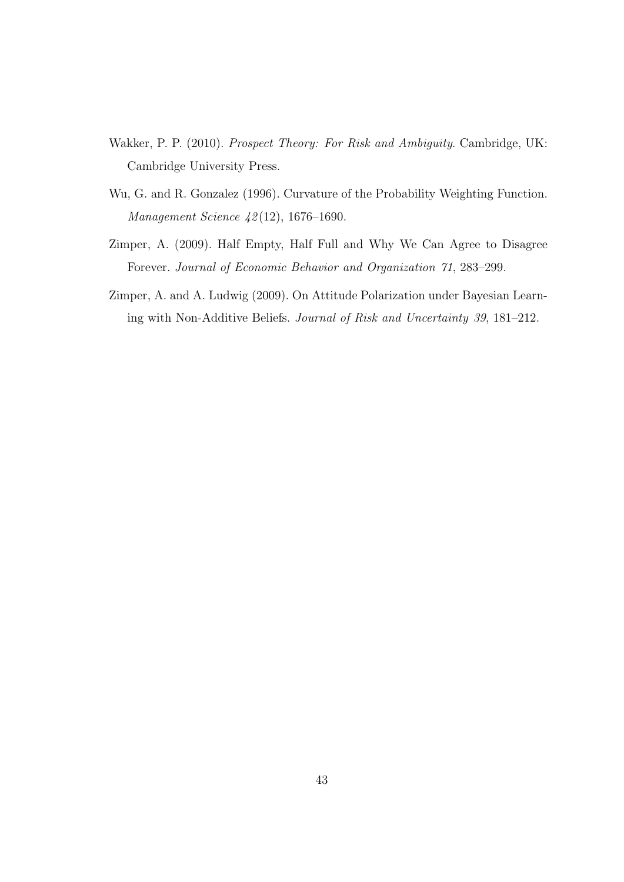Wakker, P. P. (2010). *Prospect Theory: For Risk and Ambiguity*. Cambridge, UK: Cambridge University Press.

Wu, G. and R. Gonzalez (1996). Curvature of the Probability Weighting Function. *Management Science 42*(12), 1676–1690.

Zimper, A. (2009). Half Empty, Half Full and Why We Can Agree to Disagree Forever. *Journal of Economic Behavior and Organization 71*, 283–299.

Zimper, A. and A. Ludwig (2009). On Attitude Polarization under Bayesian Learning with Non-Additive Beliefs. *Journal of Risk and Uncertainty 39*, 181–212.